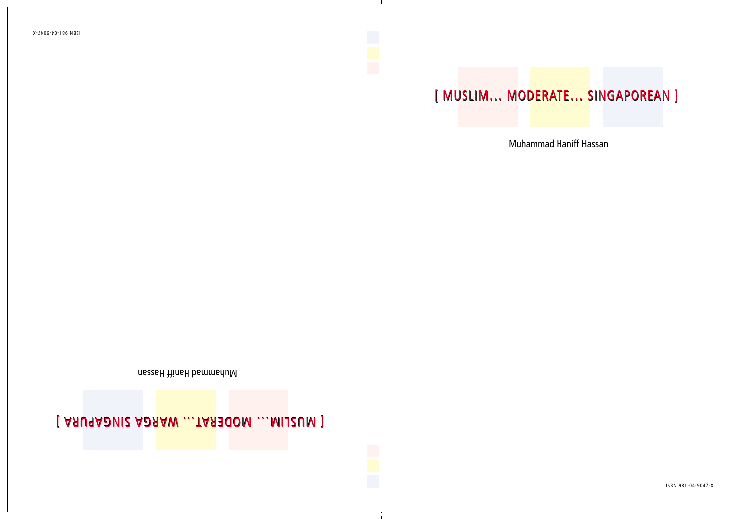# [ MUSLIM… MODERATE… SINGAPOREAN ]

Muhammad Haniff Hassan

ISBN 981-04-9047-X

# [ MUSLIM… MODERAT… WARGA SINGAPURA ]

Muhammad Haniff Hassan

ISBN 981-04-9047-X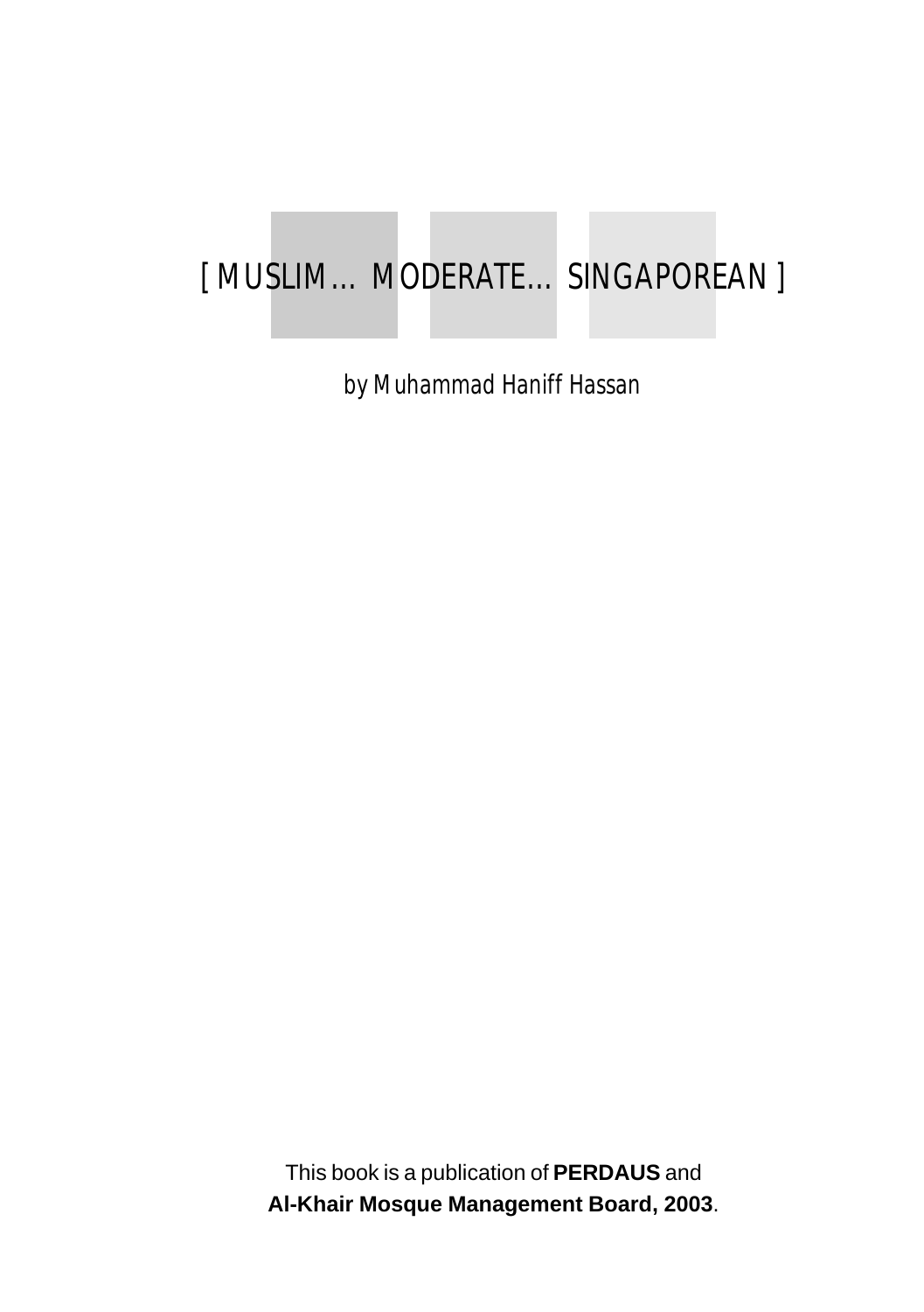# [ MUSLIM… MODERATE… SINGAPOREAN ]

by Muhammad Haniff Hassan

This book is a publication of **PERDAUS** and **Al-Khair Mosque Management Board, 2003**.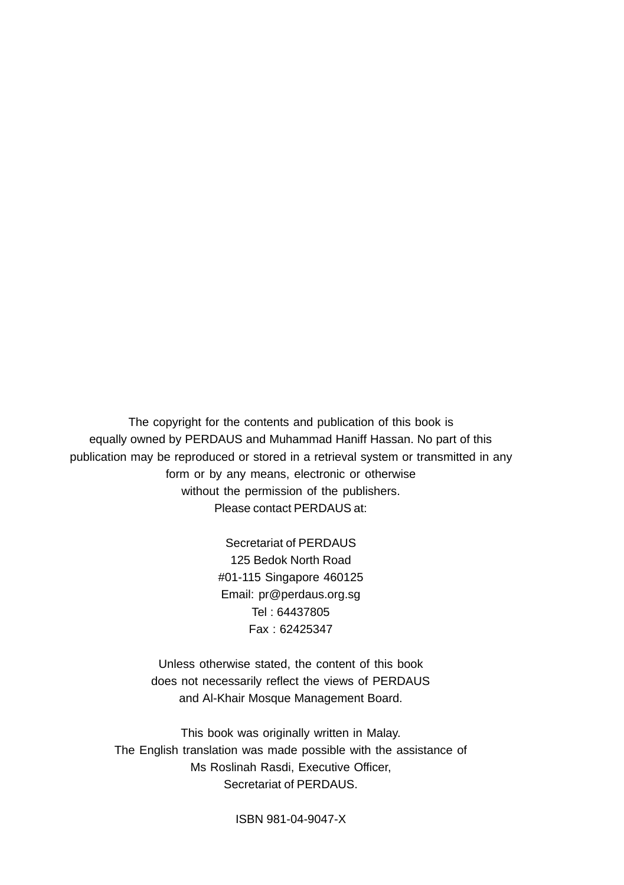The copyright for the contents and publication of this book is
equally owned by PERDAUS and Muhammad Haniff Hassan. No part of this
publication may be reproduced or stored in a retrieval system or transmitted in any
form or by any means, electronic or otherwise
without the permission of the publishers.
Please contact PERDAUS at:

Secretariat of PERDAUS
125 Bedok North Road
#01-115 Singapore 460125
Email: pr@perdaus.org.sg
Tel : 64437805
Fax : 62425347

Unless otherwise stated, the content of this book
does not necessarily reflect the views of PERDAUS
and Al-Khair Mosque Management Board.

This book was originally written in Malay.
The English translation was made possible with the assistance of
Ms Roslinah Rasdi, Executive Officer,
Secretariat of PERDAUS.

ISBN 981-04-9047-X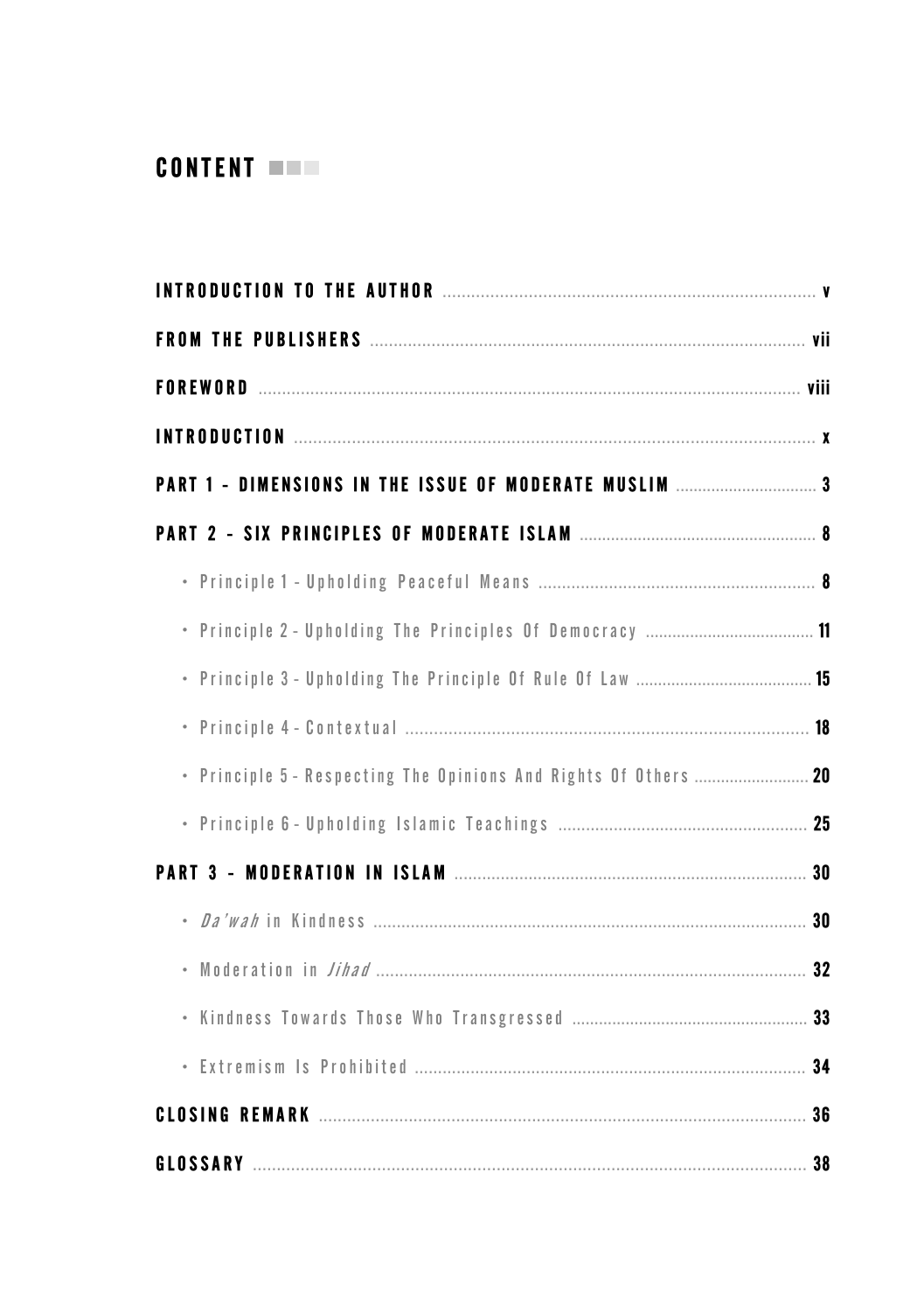# CONTENT

| | |
|---|---|
| **INTRODUCTION TO THE AUTHOR** | **v** |
| **FROM THE PUBLISHERS** | **vii** |
| **FOREWORD** | **viii** |
| **INTRODUCTION** | **x** |
| **PART 1 - DIMENSIONS IN THE ISSUE OF MODERATE MUSLIM** | **3** |
| **PART 2 - SIX PRINCIPLES OF MODERATE ISLAM** | **8** |
| • Principle 1 - Upholding Peaceful Means | **8** |
| • Principle 2 - Upholding The Principles Of Democracy | **11** |
| • Principle 3 - Upholding The Principle Of Rule Of Law | **15** |
| • Principle 4 - Contextual | **18** |
| • Principle 5 - Respecting The Opinions And Rights Of Others | **20** |
| • Principle 6 - Upholding Islamic Teachings | **25** |
| **PART 3 - MODERATION IN ISLAM** | **30** |
| • *Da'wah* in Kindness | **30** |
| • Moderation in *Jihad* | **32** |
| • Kindness Towards Those Who Transgressed | **33** |
| • Extremism Is Prohibited | **34** |
| **CLOSING REMARK** | **36** |
| **GLOSSARY** | **38** |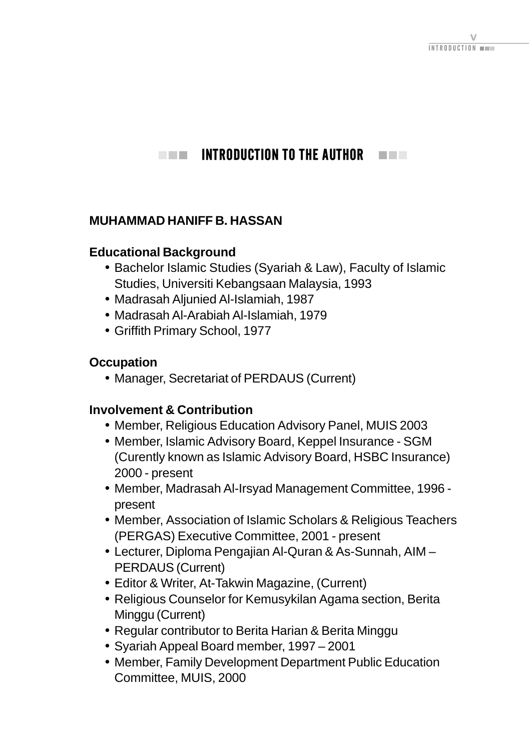# INTRODUCTION TO THE AUTHOR

## MUHAMMAD HANIFF B. HASSAN

### Educational Background

- Bachelor Islamic Studies (Syariah & Law), Faculty of Islamic Studies, Universiti Kebangsaan Malaysia, 1993
- Madrasah Aljunied Al-Islamiah, 1987
- Madrasah Al-Arabiah Al-Islamiah, 1979
- Griffith Primary School, 1977

### Occupation

- Manager, Secretariat of PERDAUS (Current)

### Involvement & Contribution

- Member, Religious Education Advisory Panel, MUIS 2003
- Member, Islamic Advisory Board, Keppel Insurance - SGM (Curently known as Islamic Advisory Board, HSBC Insurance) 2000 - present
- Member, Madrasah Al-Irsyad Management Committee, 1996 - present
- Member, Association of Islamic Scholars & Religious Teachers (PERGAS) Executive Committee, 2001 - present
- Lecturer, Diploma Pengajian Al-Quran & As-Sunnah, AIM – PERDAUS (Current)
- Editor & Writer, At-Takwin Magazine, (Current)
- Religious Counselor for Kemusykilan Agama section, Berita Minggu (Current)
- Regular contributor to Berita Harian & Berita Minggu
- Syariah Appeal Board member, 1997 – 2001
- Member, Family Development Department Public Education Committee, MUIS, 2000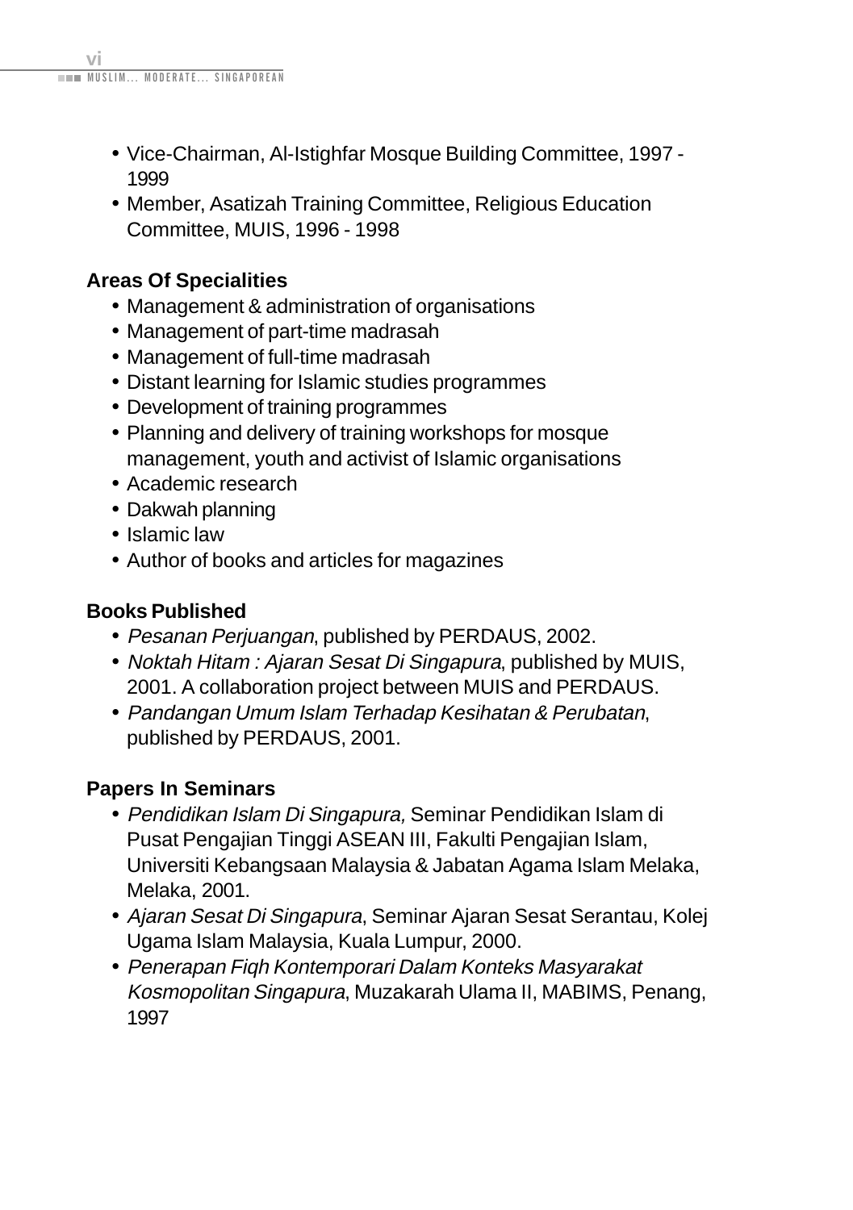- Vice-Chairman, Al-Istighfar Mosque Building Committee, 1997 - 1999
- Member, Asatizah Training Committee, Religious Education Committee, MUIS, 1996 - 1998

**Areas Of Specialities**

- Management & administration of organisations
- Management of part-time madrasah
- Management of full-time madrasah
- Distant learning for Islamic studies programmes
- Development of training programmes
- Planning and delivery of training workshops for mosque management, youth and activist of Islamic organisations
- Academic research
- Dakwah planning
- Islamic law
- Author of books and articles for magazines

**Books Published**

- *Pesanan Perjuangan*, published by PERDAUS, 2002.
- *Noktah Hitam : Ajaran Sesat Di Singapura*, published by MUIS, 2001. A collaboration project between MUIS and PERDAUS.
- *Pandangan Umum Islam Terhadap Kesihatan & Perubatan*, published by PERDAUS, 2001.

**Papers In Seminars**

- *Pendidikan Islam Di Singapura,* Seminar Pendidikan Islam di Pusat Pengajian Tinggi ASEAN III, Fakulti Pengajian Islam, Universiti Kebangsaan Malaysia & Jabatan Agama Islam Melaka, Melaka, 2001.
- *Ajaran Sesat Di Singapura*, Seminar Ajaran Sesat Serantau, Kolej Ugama Islam Malaysia, Kuala Lumpur, 2000.
- *Penerapan Fiqh Kontemporari Dalam Konteks Masyarakat Kosmopolitan Singapura*, Muzakarah Ulama II, MABIMS, Penang, 1997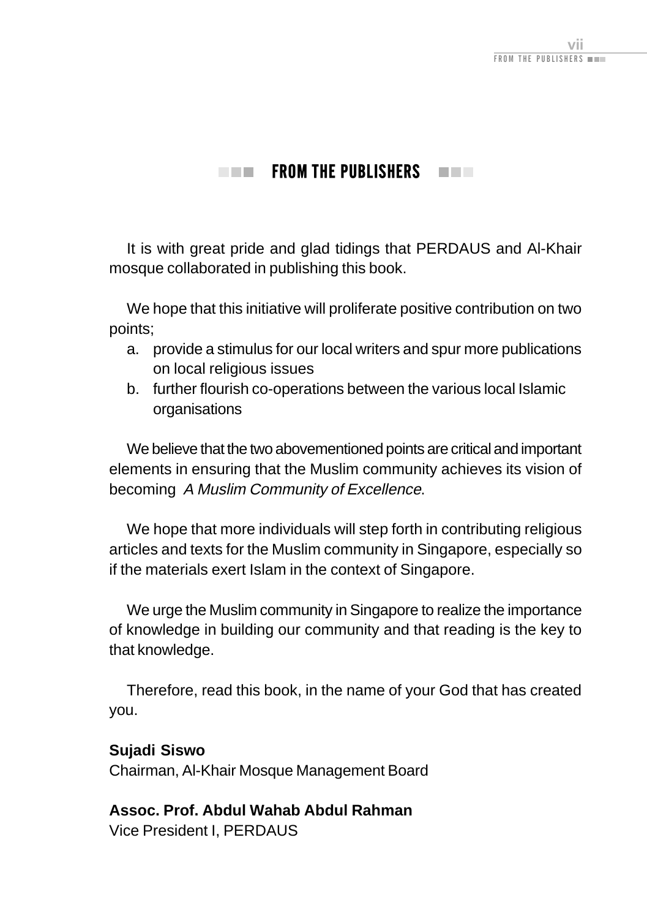# FROM THE PUBLISHERS

It is with great pride and glad tidings that PERDAUS and Al-Khair mosque collaborated in publishing this book.

We hope that this initiative will proliferate positive contribution on two points;

a. provide a stimulus for our local writers and spur more publications on local religious issues
b. further flourish co-operations between the various local Islamic organisations

We believe that the two abovementioned points are critical and important elements in ensuring that the Muslim community achieves its vision of becoming *A Muslim Community of Excellence*.

We hope that more individuals will step forth in contributing religious articles and texts for the Muslim community in Singapore, especially so if the materials exert Islam in the context of Singapore.

We urge the Muslim community in Singapore to realize the importance of knowledge in building our community and that reading is the key to that knowledge.

Therefore, read this book, in the name of your God that has created you.

**Sujadi Siswo**
Chairman, Al-Khair Mosque Management Board

**Assoc. Prof. Abdul Wahab Abdul Rahman**
Vice President I, PERDAUS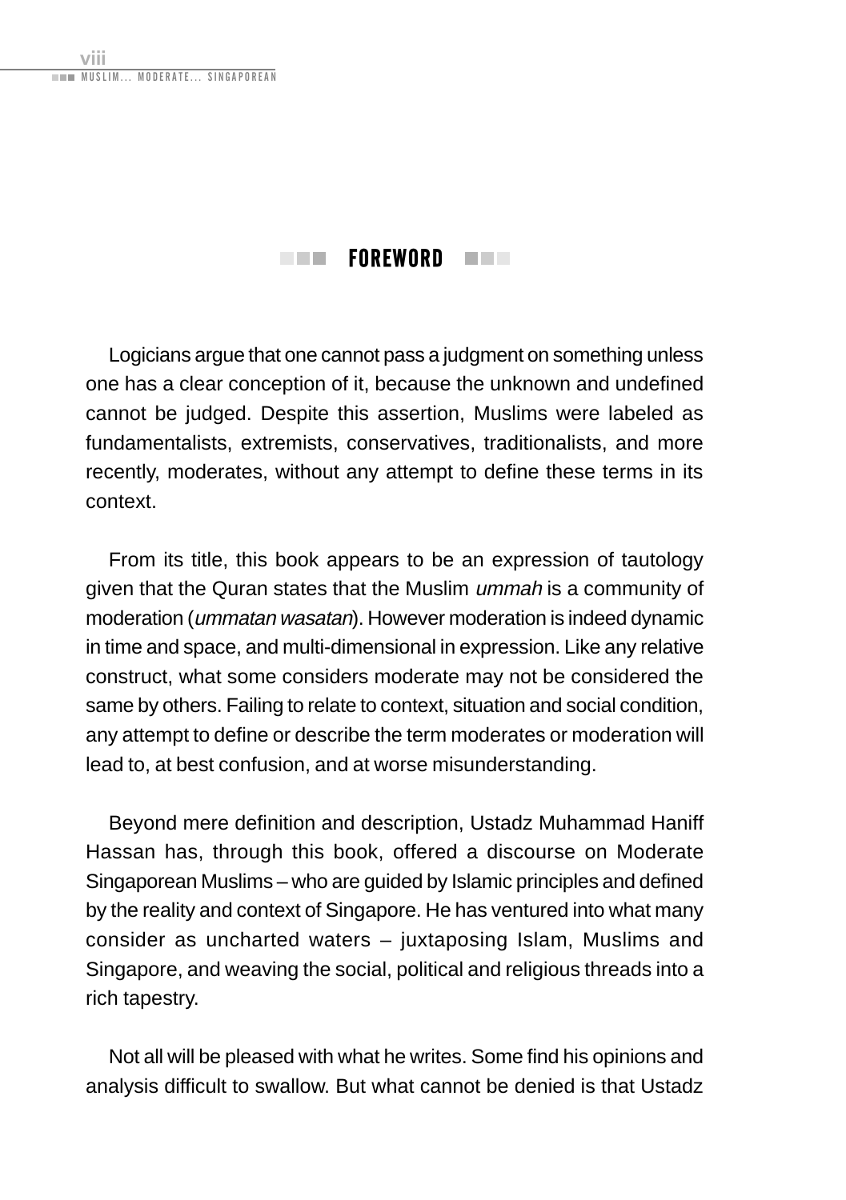# FOREWORD

Logicians argue that one cannot pass a judgment on something unless one has a clear conception of it, because the unknown and undefined cannot be judged. Despite this assertion, Muslims were labeled as fundamentalists, extremists, conservatives, traditionalists, and more recently, moderates, without any attempt to define these terms in its context.

From its title, this book appears to be an expression of tautology given that the Quran states that the Muslim *ummah* is a community of moderation (*ummatan wasatan*). However moderation is indeed dynamic in time and space, and multi-dimensional in expression. Like any relative construct, what some considers moderate may not be considered the same by others. Failing to relate to context, situation and social condition, any attempt to define or describe the term moderates or moderation will lead to, at best confusion, and at worse misunderstanding.

Beyond mere definition and description, Ustadz Muhammad Haniff Hassan has, through this book, offered a discourse on Moderate Singaporean Muslims – who are guided by Islamic principles and defined by the reality and context of Singapore. He has ventured into what many consider as uncharted waters – juxtaposing Islam, Muslims and Singapore, and weaving the social, political and religious threads into a rich tapestry.

Not all will be pleased with what he writes. Some find his opinions and analysis difficult to swallow. But what cannot be denied is that Ustadz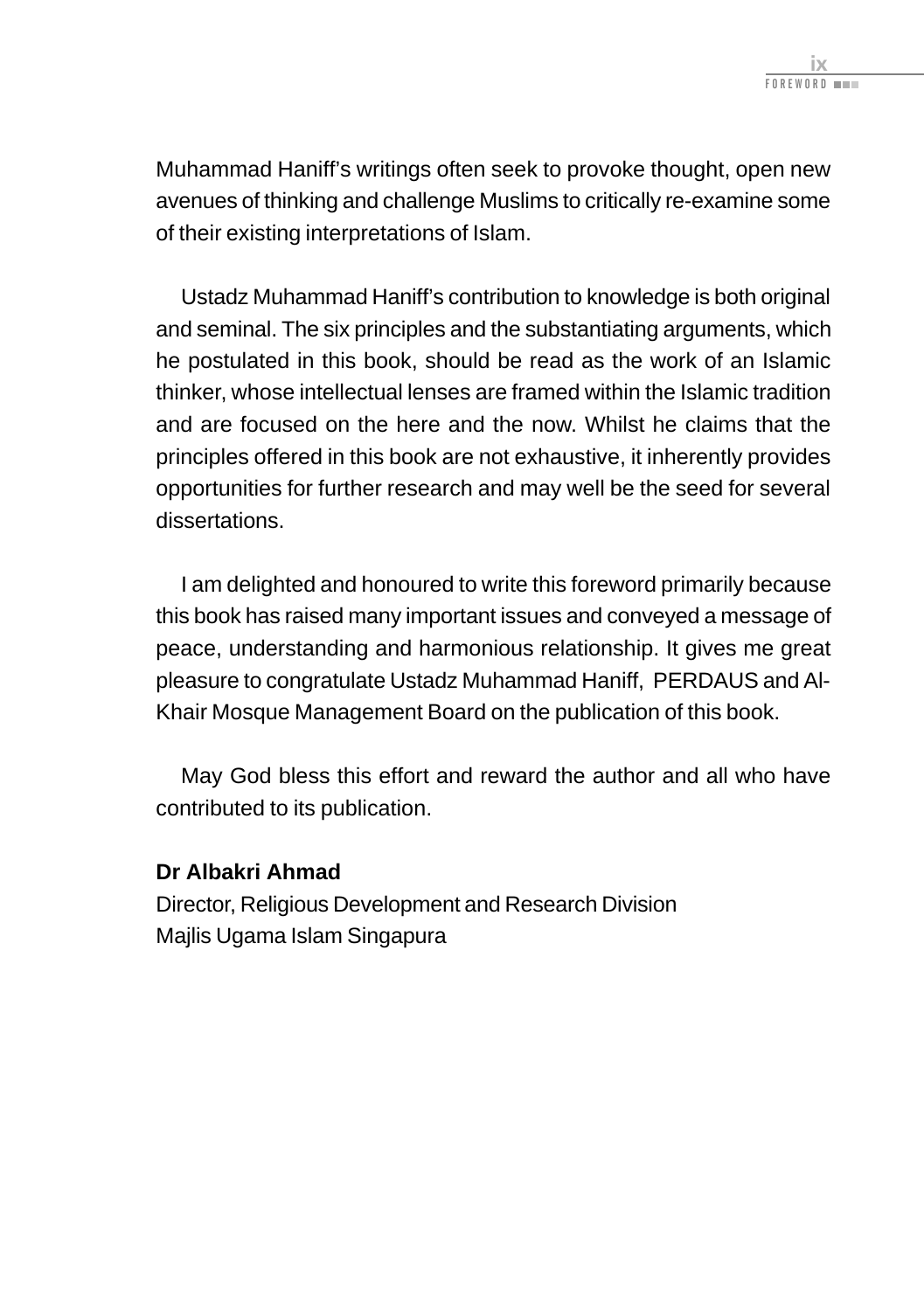Muhammad Haniff's writings often seek to provoke thought, open new avenues of thinking and challenge Muslims to critically re-examine some of their existing interpretations of Islam.

Ustadz Muhammad Haniff's contribution to knowledge is both original and seminal. The six principles and the substantiating arguments, which he postulated in this book, should be read as the work of an Islamic thinker, whose intellectual lenses are framed within the Islamic tradition and are focused on the here and the now. Whilst he claims that the principles offered in this book are not exhaustive, it inherently provides opportunities for further research and may well be the seed for several dissertations.

I am delighted and honoured to write this foreword primarily because this book has raised many important issues and conveyed a message of peace, understanding and harmonious relationship. It gives me great pleasure to congratulate Ustadz Muhammad Haniff, PERDAUS and Al-Khair Mosque Management Board on the publication of this book.

May God bless this effort and reward the author and all who have contributed to its publication.

**Dr Albakri Ahmad**
Director, Religious Development and Research Division
Majlis Ugama Islam Singapura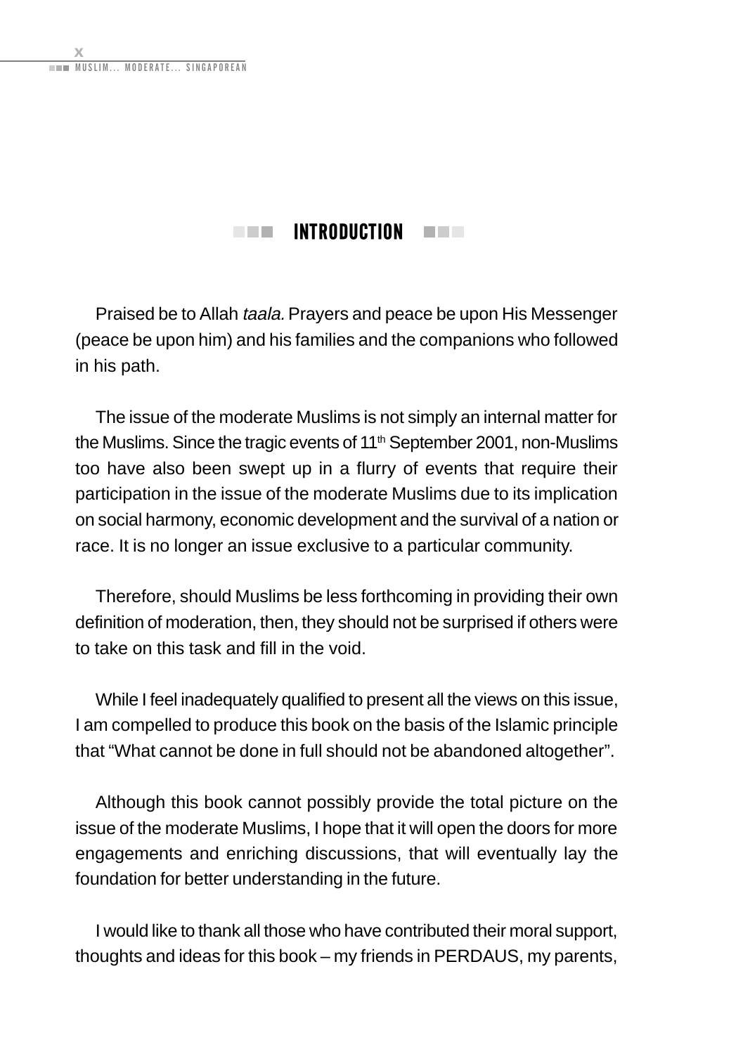# INTRODUCTION

Praised be to Allah *taala.* Prayers and peace be upon His Messenger (peace be upon him) and his families and the companions who followed in his path.

The issue of the moderate Muslims is not simply an internal matter for the Muslims. Since the tragic events of 11th September 2001, non-Muslims too have also been swept up in a flurry of events that require their participation in the issue of the moderate Muslims due to its implication on social harmony, economic development and the survival of a nation or race. It is no longer an issue exclusive to a particular community.

Therefore, should Muslims be less forthcoming in providing their own definition of moderation, then, they should not be surprised if others were to take on this task and fill in the void.

While I feel inadequately qualified to present all the views on this issue, I am compelled to produce this book on the basis of the Islamic principle that "What cannot be done in full should not be abandoned altogether".

Although this book cannot possibly provide the total picture on the issue of the moderate Muslims, I hope that it will open the doors for more engagements and enriching discussions, that will eventually lay the foundation for better understanding in the future.

I would like to thank all those who have contributed their moral support, thoughts and ideas for this book – my friends in PERDAUS, my parents,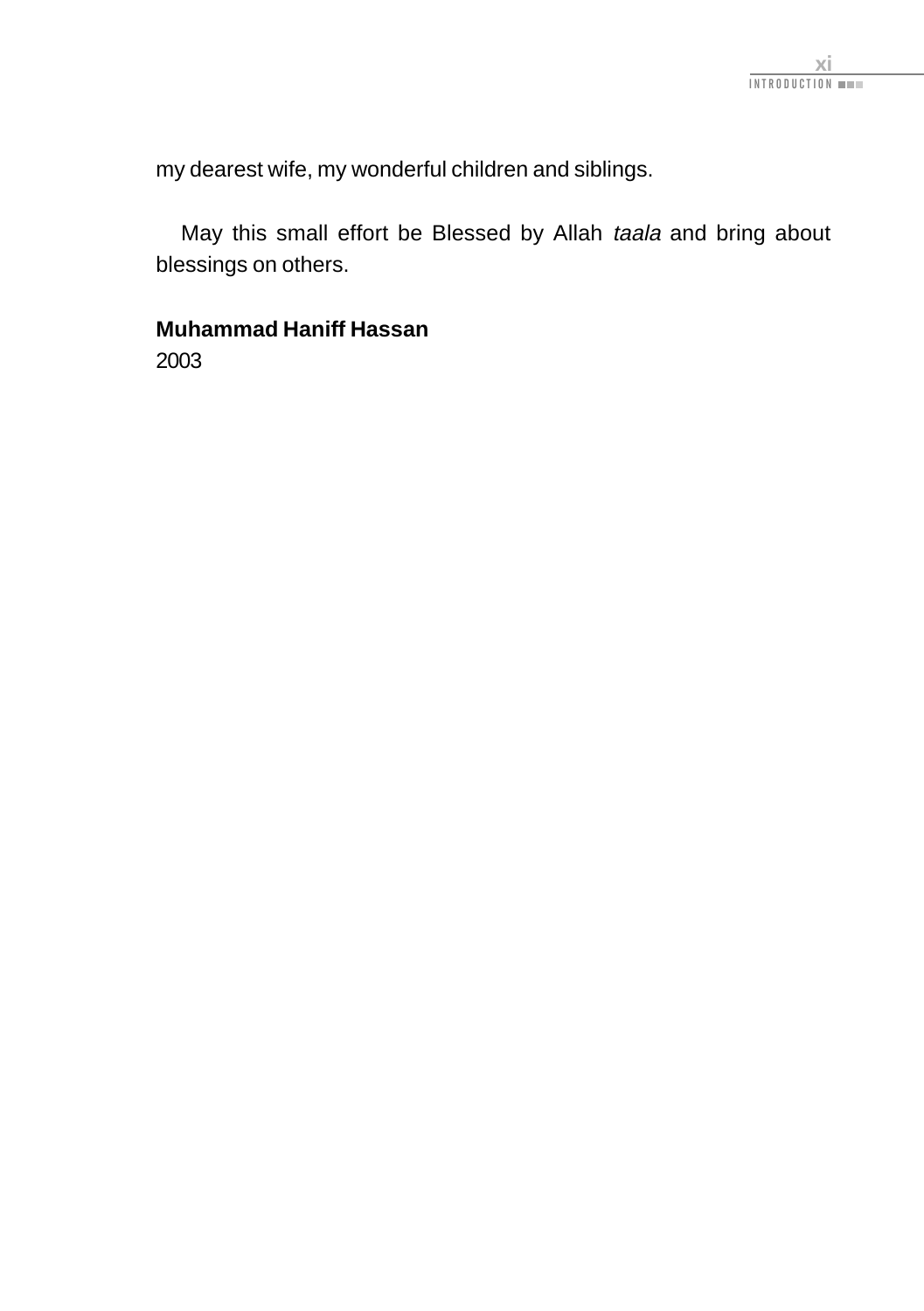my dearest wife, my wonderful children and siblings.

May this small effort be Blessed by Allah *taala* and bring about blessings on others.

**Muhammad Haniff Hassan**
2003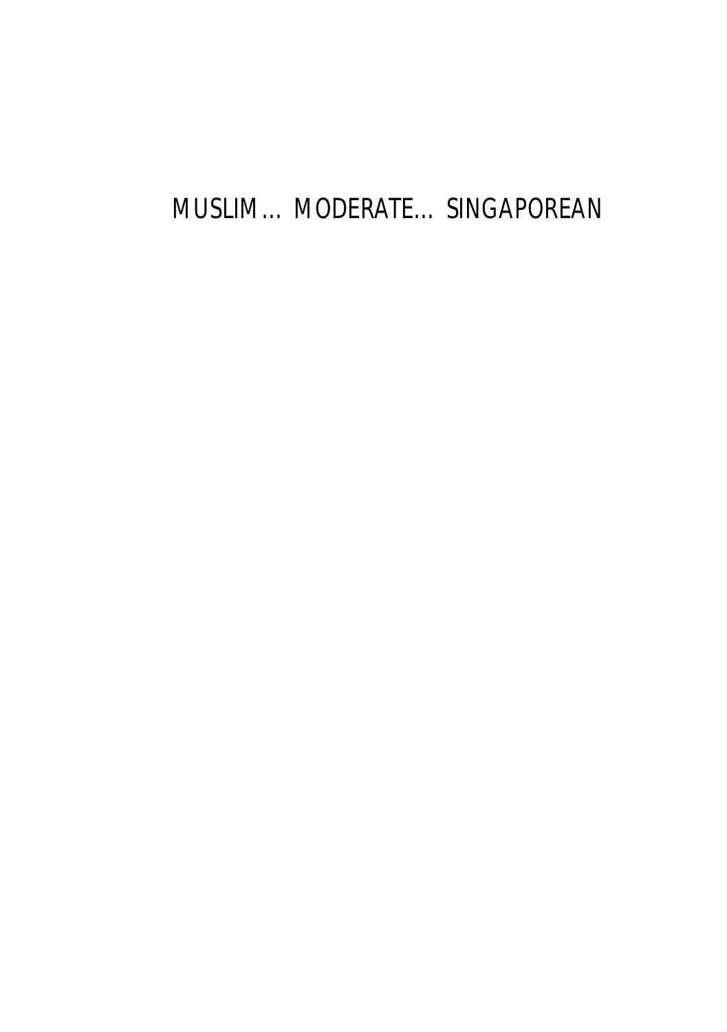# MUSLIM… MODERATE… SINGAPOREAN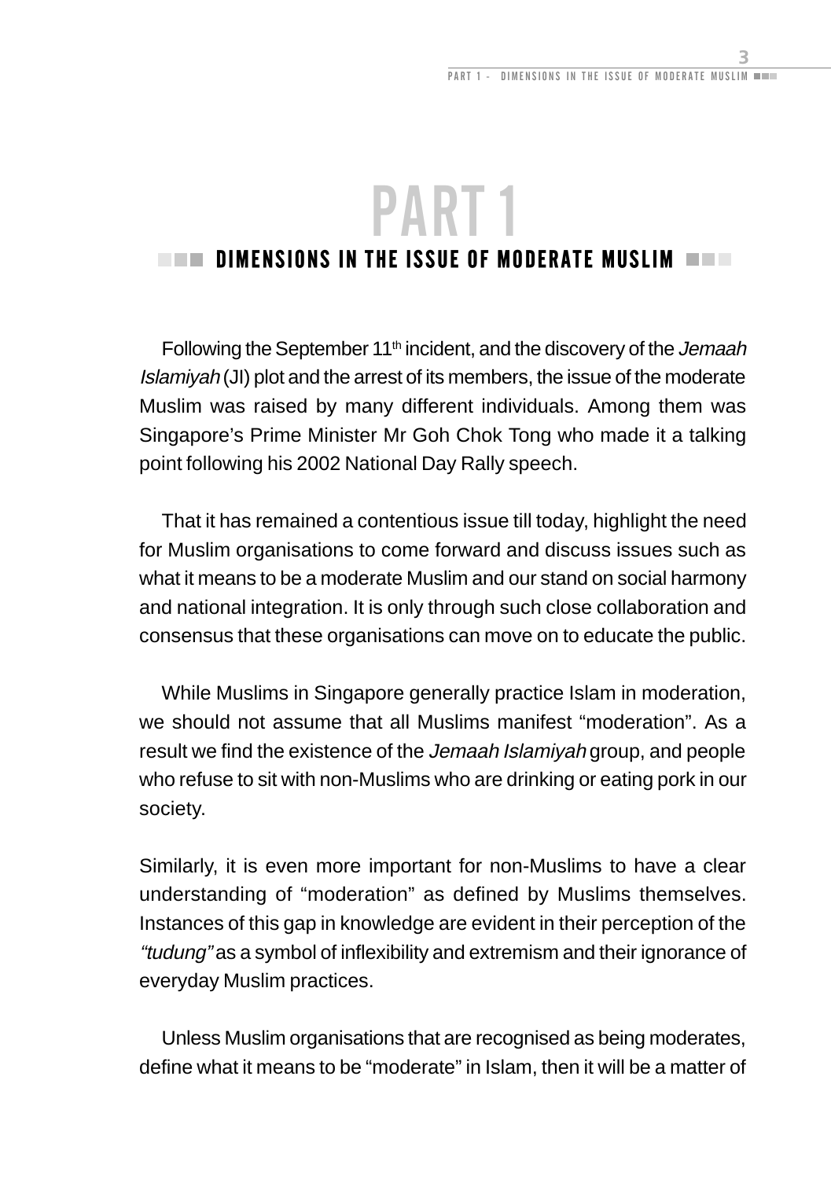# PART 1

## DIMENSIONS IN THE ISSUE OF MODERATE MUSLIM

Following the September 11th incident, and the discovery of the *Jemaah Islamiyah* (JI) plot and the arrest of its members, the issue of the moderate Muslim was raised by many different individuals. Among them was Singapore's Prime Minister Mr Goh Chok Tong who made it a talking point following his 2002 National Day Rally speech.

That it has remained a contentious issue till today, highlight the need for Muslim organisations to come forward and discuss issues such as what it means to be a moderate Muslim and our stand on social harmony and national integration. It is only through such close collaboration and consensus that these organisations can move on to educate the public.

While Muslims in Singapore generally practice Islam in moderation, we should not assume that all Muslims manifest "moderation". As a result we find the existence of the *Jemaah Islamiyah* group, and people who refuse to sit with non-Muslims who are drinking or eating pork in our society.

Similarly, it is even more important for non-Muslims to have a clear understanding of "moderation" as defined by Muslims themselves. Instances of this gap in knowledge are evident in their perception of the *"tudung"* as a symbol of inflexibility and extremism and their ignorance of everyday Muslim practices.

Unless Muslim organisations that are recognised as being moderates, define what it means to be "moderate" in Islam, then it will be a matter of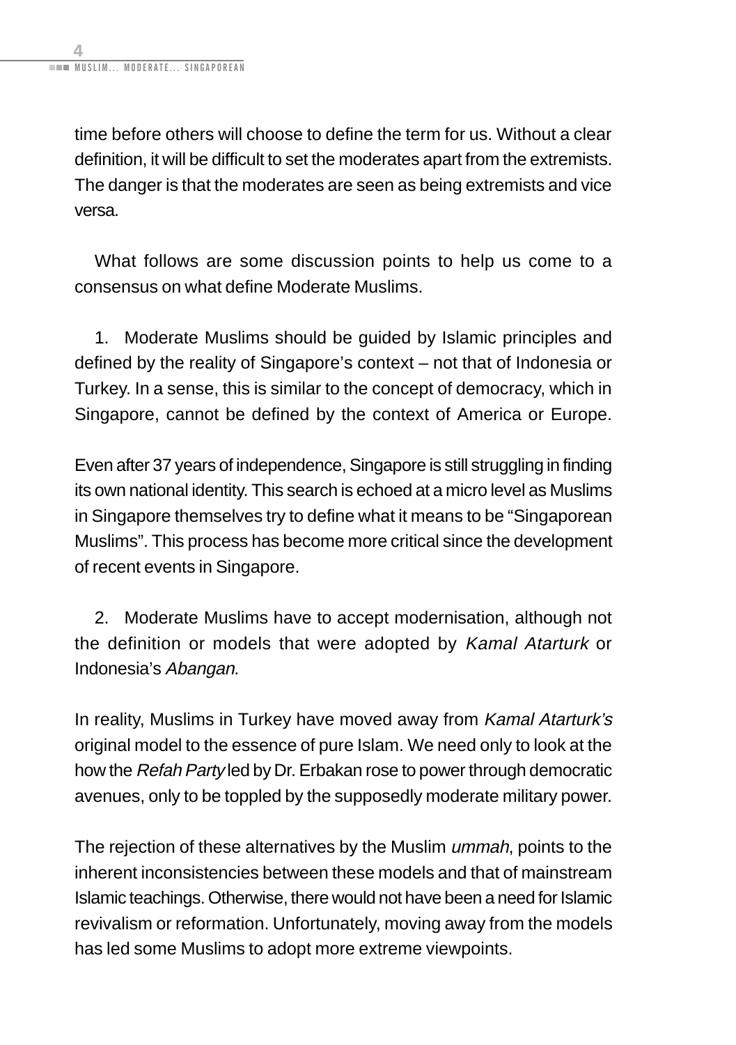time before others will choose to define the term for us. Without a clear definition, it will be difficult to set the moderates apart from the extremists. The danger is that the moderates are seen as being extremists and vice versa.

What follows are some discussion points to help us come to a consensus on what define Moderate Muslims.

1. Moderate Muslims should be guided by Islamic principles and defined by the reality of Singapore's context – not that of Indonesia or Turkey. In a sense, this is similar to the concept of democracy, which in Singapore, cannot be defined by the context of America or Europe.

Even after 37 years of independence, Singapore is still struggling in finding its own national identity. This search is echoed at a micro level as Muslims in Singapore themselves try to define what it means to be "Singaporean Muslims". This process has become more critical since the development of recent events in Singapore.

2. Moderate Muslims have to accept modernisation, although not the definition or models that were adopted by *Kamal Atarturk* or Indonesia's *Abangan*.

In reality, Muslims in Turkey have moved away from *Kamal Atarturk's* original model to the essence of pure Islam. We need only to look at the how the *Refah Party* led by Dr. Erbakan rose to power through democratic avenues, only to be toppled by the supposedly moderate military power.

The rejection of these alternatives by the Muslim *ummah*, points to the inherent inconsistencies between these models and that of mainstream Islamic teachings. Otherwise, there would not have been a need for Islamic revivalism or reformation. Unfortunately, moving away from the models has led some Muslims to adopt more extreme viewpoints.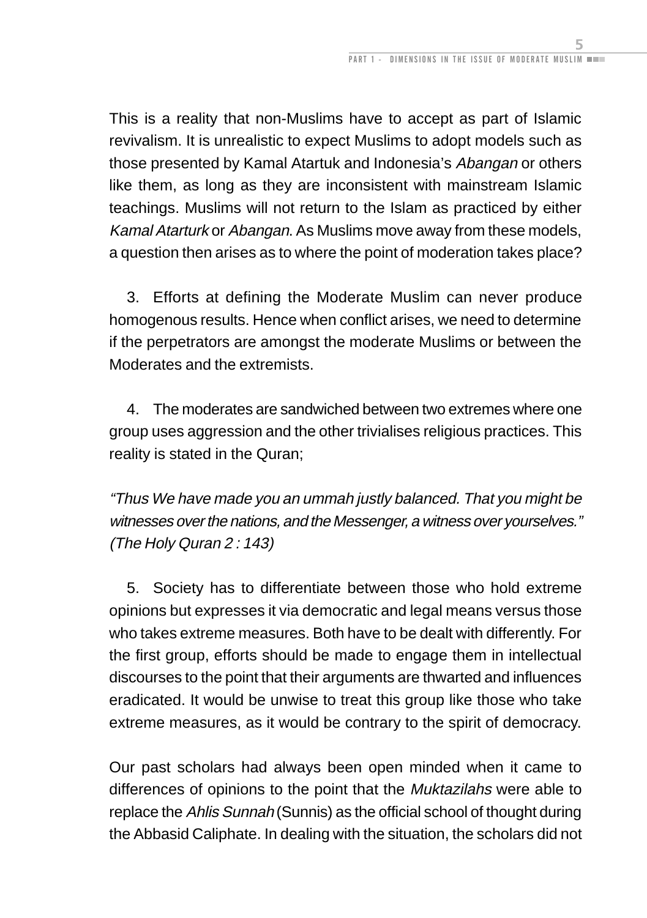This is a reality that non-Muslims have to accept as part of Islamic revivalism. It is unrealistic to expect Muslims to adopt models such as those presented by Kamal Atartuk and Indonesia's *Abangan* or others like them, as long as they are inconsistent with mainstream Islamic teachings. Muslims will not return to the Islam as practiced by either *Kamal Atarturk* or *Abangan*. As Muslims move away from these models, a question then arises as to where the point of moderation takes place?

3. Efforts at defining the Moderate Muslim can never produce homogenous results. Hence when conflict arises, we need to determine if the perpetrators are amongst the moderate Muslims or between the Moderates and the extremists.

4. The moderates are sandwiched between two extremes where one group uses aggression and the other trivialises religious practices. This reality is stated in the Quran;

*"Thus We have made you an ummah justly balanced. That you might be witnesses over the nations, and the Messenger, a witness over yourselves." (The Holy Quran 2 : 143)*

5. Society has to differentiate between those who hold extreme opinions but expresses it via democratic and legal means versus those who takes extreme measures. Both have to be dealt with differently. For the first group, efforts should be made to engage them in intellectual discourses to the point that their arguments are thwarted and influences eradicated. It would be unwise to treat this group like those who take extreme measures, as it would be contrary to the spirit of democracy.

Our past scholars had always been open minded when it came to differences of opinions to the point that the *Muktazilahs* were able to replace the *Ahlis Sunnah* (Sunnis) as the official school of thought during the Abbasid Caliphate. In dealing with the situation, the scholars did not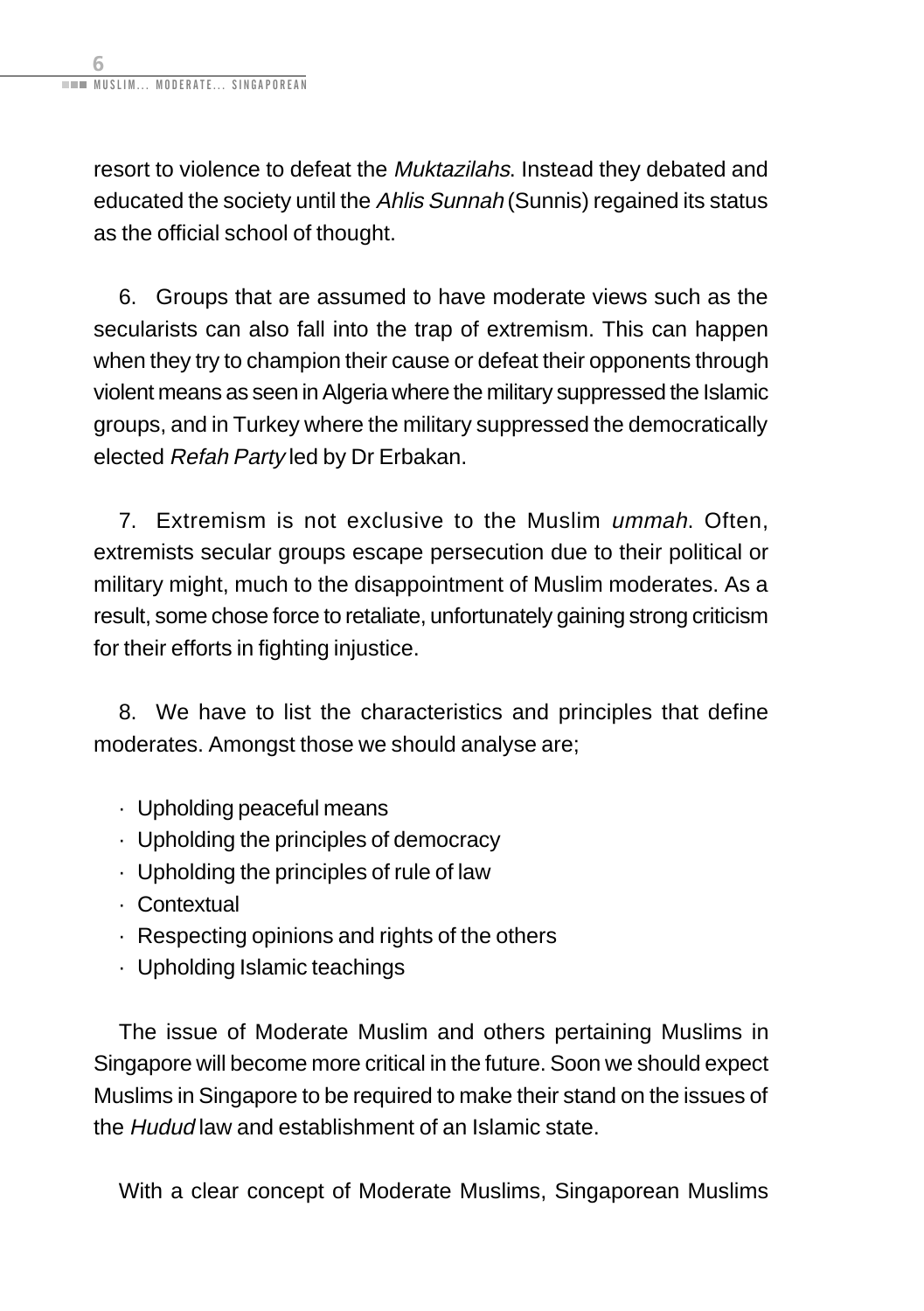resort to violence to defeat the *Muktazilahs.* Instead they debated and educated the society until the *Ahlis Sunnah* (Sunnis) regained its status as the official school of thought.

6. Groups that are assumed to have moderate views such as the secularists can also fall into the trap of extremism. This can happen when they try to champion their cause or defeat their opponents through violent means as seen in Algeria where the military suppressed the Islamic groups, and in Turkey where the military suppressed the democratically elected *Refah Party* led by Dr Erbakan.

7. Extremism is not exclusive to the Muslim *ummah*. Often, extremists secular groups escape persecution due to their political or military might, much to the disappointment of Muslim moderates. As a result, some chose force to retaliate, unfortunately gaining strong criticism for their efforts in fighting injustice.

8. We have to list the characteristics and principles that define moderates. Amongst those we should analyse are;

- Upholding peaceful means
- Upholding the principles of democracy
- Upholding the principles of rule of law
- Contextual
- Respecting opinions and rights of the others
- Upholding Islamic teachings

The issue of Moderate Muslim and others pertaining Muslims in Singapore will become more critical in the future. Soon we should expect Muslims in Singapore to be required to make their stand on the issues of the *Hudud* law and establishment of an Islamic state.

With a clear concept of Moderate Muslims, Singaporean Muslims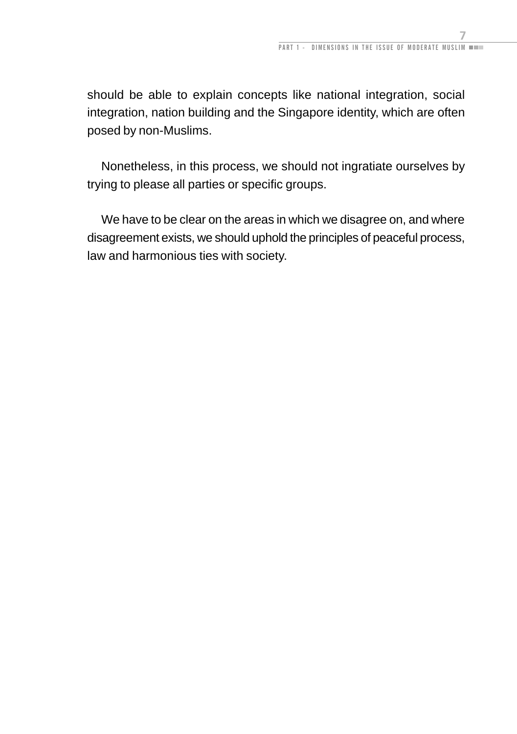should be able to explain concepts like national integration, social integration, nation building and the Singapore identity, which are often posed by non-Muslims.

Nonetheless, in this process, we should not ingratiate ourselves by trying to please all parties or specific groups.

We have to be clear on the areas in which we disagree on, and where disagreement exists, we should uphold the principles of peaceful process, law and harmonious ties with society.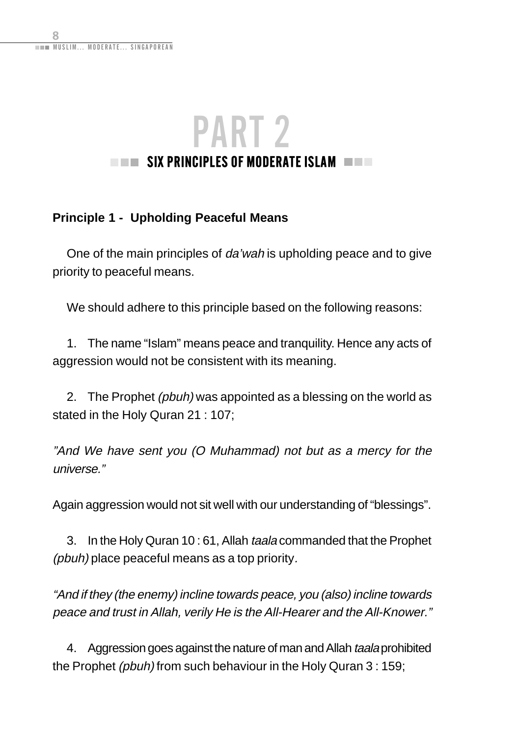# PART 2

## SIX PRINCIPLES OF MODERATE ISLAM

**Principle 1 - Upholding Peaceful Means**

One of the main principles of *da'wah* is upholding peace and to give priority to peaceful means.

We should adhere to this principle based on the following reasons:

1. The name "Islam" means peace and tranquility. Hence any acts of aggression would not be consistent with its meaning.

2. The Prophet *(pbuh)* was appointed as a blessing on the world as stated in the Holy Quran 21 : 107;

*"And We have sent you (O Muhammad) not but as a mercy for the universe."*

Again aggression would not sit well with our understanding of "blessings".

3. In the Holy Quran 10 : 61, Allah *taala* commanded that the Prophet *(pbuh)* place peaceful means as a top priority.

*"And if they (the enemy) incline towards peace, you (also) incline towards peace and trust in Allah, verily He is the All-Hearer and the All-Knower."*

4. Aggression goes against the nature of man and Allah *taala* prohibited the Prophet *(pbuh)* from such behaviour in the Holy Quran 3 : 159;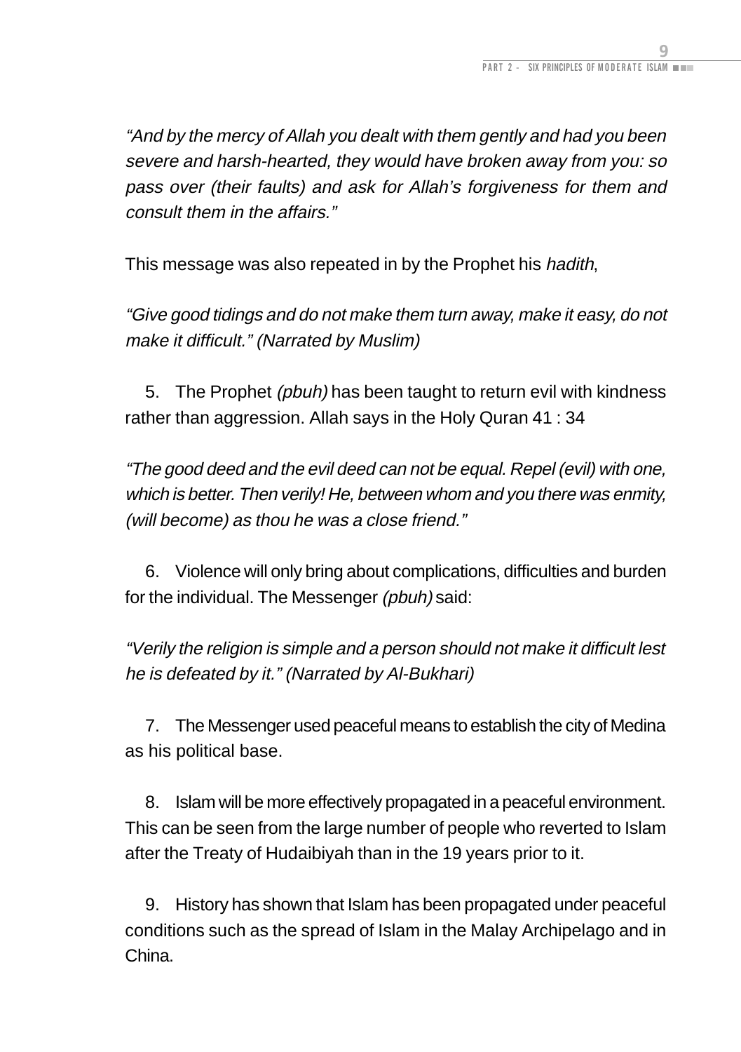*"And by the mercy of Allah you dealt with them gently and had you been severe and harsh-hearted, they would have broken away from you: so pass over (their faults) and ask for Allah's forgiveness for them and consult them in the affairs."*

This message was also repeated in by the Prophet his *hadith*,

*"Give good tidings and do not make them turn away, make it easy, do not make it difficult." (Narrated by Muslim)*

5. The Prophet *(pbuh)* has been taught to return evil with kindness rather than aggression. Allah says in the Holy Quran 41 : 34

*"The good deed and the evil deed can not be equal. Repel (evil) with one, which is better. Then verily! He, between whom and you there was enmity, (will become) as thou he was a close friend."*

6. Violence will only bring about complications, difficulties and burden for the individual. The Messenger *(pbuh)* said:

*"Verily the religion is simple and a person should not make it difficult lest he is defeated by it." (Narrated by Al-Bukhari)*

7. The Messenger used peaceful means to establish the city of Medina as his political base.

8. Islam will be more effectively propagated in a peaceful environment. This can be seen from the large number of people who reverted to Islam after the Treaty of Hudaibiyah than in the 19 years prior to it.

9. History has shown that Islam has been propagated under peaceful conditions such as the spread of Islam in the Malay Archipelago and in China.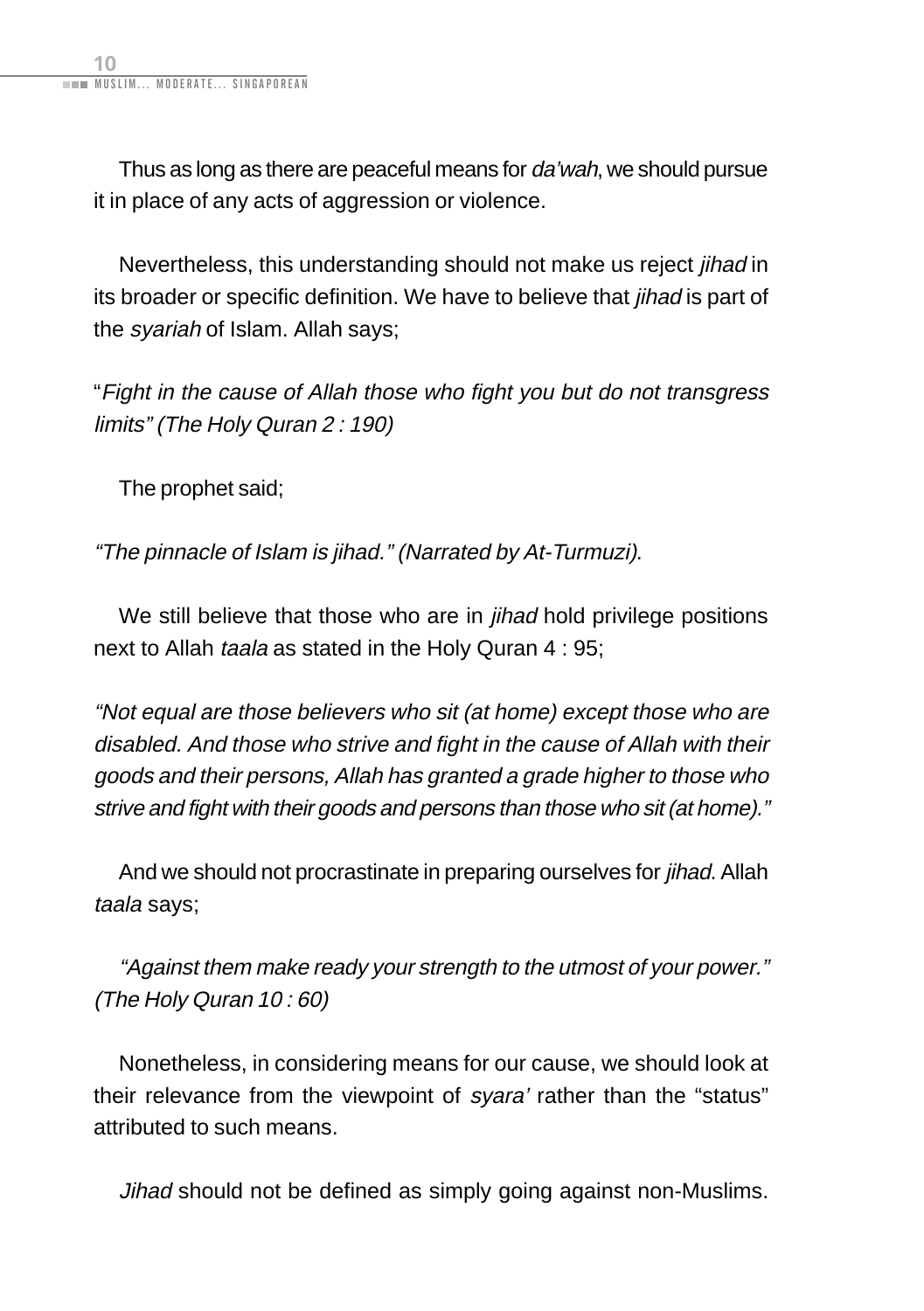Thus as long as there are peaceful means for *da'wah*, we should pursue it in place of any acts of aggression or violence.

Nevertheless, this understanding should not make us reject *jihad* in its broader or specific definition. We have to believe that *jihad* is part of the *syariah* of Islam. Allah says;

"*Fight in the cause of Allah those who fight you but do not transgress limits" (The Holy Quran 2 : 190)*

The prophet said;

*"The pinnacle of Islam is jihad." (Narrated by At-Turmuzi).*

We still believe that those who are in *jihad* hold privilege positions next to Allah *taala* as stated in the Holy Quran 4 : 95;

*"Not equal are those believers who sit (at home) except those who are disabled. And those who strive and fight in the cause of Allah with their goods and their persons, Allah has granted a grade higher to those who strive and fight with their goods and persons than those who sit (at home)."*

And we should not procrastinate in preparing ourselves for *jihad*. Allah *taala* says;

*"Against them make ready your strength to the utmost of your power." (The Holy Quran 10 : 60)*

Nonetheless, in considering means for our cause, we should look at their relevance from the viewpoint of *syara'* rather than the "status" attributed to such means.

*Jihad* should not be defined as simply going against non-Muslims.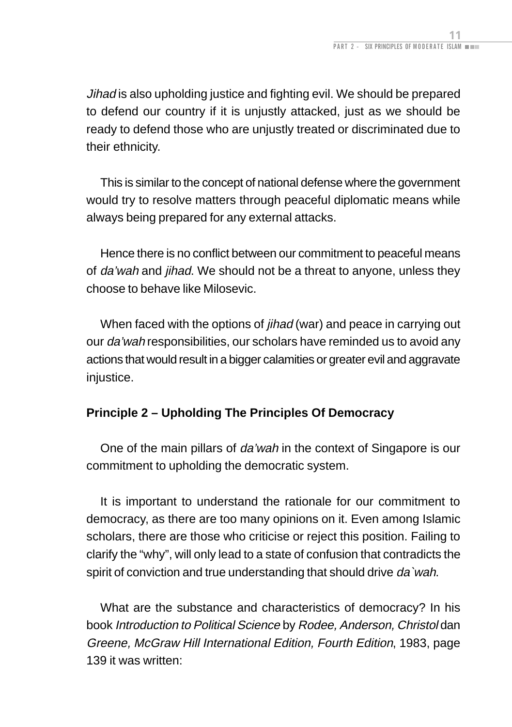*Jihad* is also upholding justice and fighting evil. We should be prepared to defend our country if it is unjustly attacked, just as we should be ready to defend those who are unjustly treated or discriminated due to their ethnicity.

This is similar to the concept of national defense where the government would try to resolve matters through peaceful diplomatic means while always being prepared for any external attacks.

Hence there is no conflict between our commitment to peaceful means of *da'wah* and *jihad*. We should not be a threat to anyone, unless they choose to behave like Milosevic.

When faced with the options of *jihad* (war) and peace in carrying out our *da'wah* responsibilities, our scholars have reminded us to avoid any actions that would result in a bigger calamities or greater evil and aggravate injustice.

**Principle 2 – Upholding The Principles Of Democracy**

One of the main pillars of *da'wah* in the context of Singapore is our commitment to upholding the democratic system.

It is important to understand the rationale for our commitment to democracy, as there are too many opinions on it. Even among Islamic scholars, there are those who criticise or reject this position. Failing to clarify the "why", will only lead to a state of confusion that contradicts the spirit of conviction and true understanding that should drive *da`wah*.

What are the substance and characteristics of democracy? In his book *Introduction to Political Science* by *Rodee, Anderson, Christol* dan *Greene, McGraw Hill International Edition, Fourth Edition*, 1983, page 139 it was written: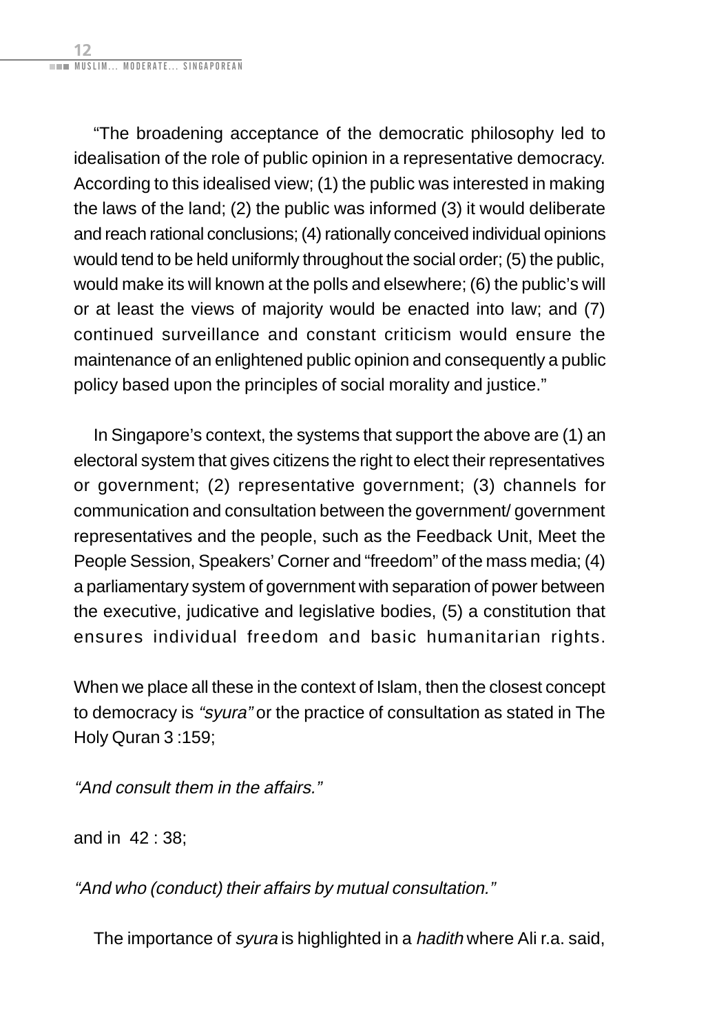"The broadening acceptance of the democratic philosophy led to idealisation of the role of public opinion in a representative democracy. According to this idealised view; (1) the public was interested in making the laws of the land; (2) the public was informed (3) it would deliberate and reach rational conclusions; (4) rationally conceived individual opinions would tend to be held uniformly throughout the social order; (5) the public, would make its will known at the polls and elsewhere; (6) the public's will or at least the views of majority would be enacted into law; and (7) continued surveillance and constant criticism would ensure the maintenance of an enlightened public opinion and consequently a public policy based upon the principles of social morality and justice."

In Singapore's context, the systems that support the above are (1) an electoral system that gives citizens the right to elect their representatives or government; (2) representative government; (3) channels for communication and consultation between the government/ government representatives and the people, such as the Feedback Unit, Meet the People Session, Speakers' Corner and "freedom" of the mass media; (4) a parliamentary system of government with separation of power between the executive, judicative and legislative bodies, (5) a constitution that ensures individual freedom and basic humanitarian rights.

When we place all these in the context of Islam, then the closest concept to democracy is *"syura"* or the practice of consultation as stated in The Holy Quran 3 :159;

*"And consult them in the affairs."*

and in 42 : 38;

*"And who (conduct) their affairs by mutual consultation."*

The importance of *syura* is highlighted in a *hadith* where Ali r.a. said,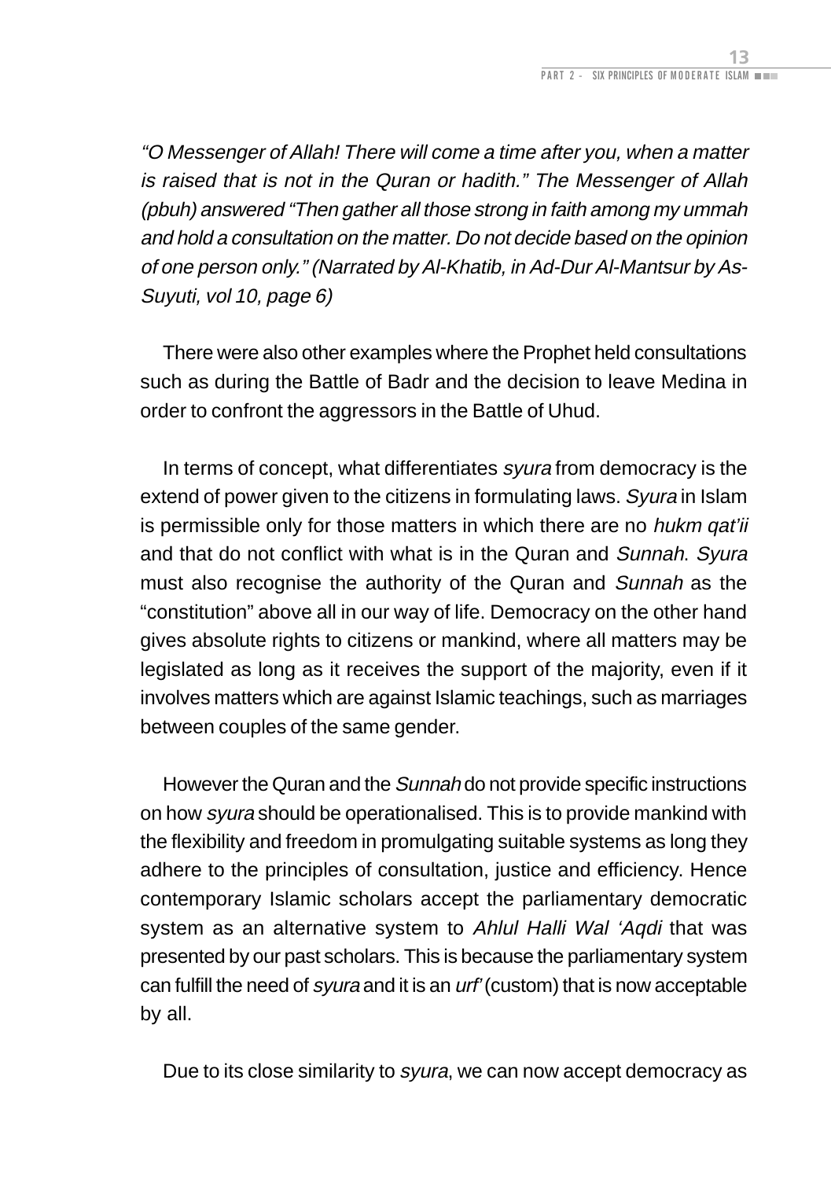*"O Messenger of Allah! There will come a time after you, when a matter is raised that is not in the Quran or hadith." The Messenger of Allah (pbuh) answered "Then gather all those strong in faith among my ummah and hold a consultation on the matter. Do not decide based on the opinion of one person only." (Narrated by Al-Khatib, in Ad-Dur Al-Mantsur by As-Suyuti, vol 10, page 6)*

There were also other examples where the Prophet held consultations such as during the Battle of Badr and the decision to leave Medina in order to confront the aggressors in the Battle of Uhud.

In terms of concept, what differentiates *syura* from democracy is the extend of power given to the citizens in formulating laws. *Syura* in Islam is permissible only for those matters in which there are no *hukm qat'ii* and that do not conflict with what is in the Quran and *Sunnah*. *Syura* must also recognise the authority of the Quran and *Sunnah* as the "constitution" above all in our way of life. Democracy on the other hand gives absolute rights to citizens or mankind, where all matters may be legislated as long as it receives the support of the majority, even if it involves matters which are against Islamic teachings, such as marriages between couples of the same gender.

However the Quran and the *Sunnah* do not provide specific instructions on how *syura* should be operationalised. This is to provide mankind with the flexibility and freedom in promulgating suitable systems as long they adhere to the principles of consultation, justice and efficiency. Hence contemporary Islamic scholars accept the parliamentary democratic system as an alternative system to *Ahlul Halli Wal 'Aqdi* that was presented by our past scholars. This is because the parliamentary system can fulfill the need of *syura* and it is an *urf'* (custom) that is now acceptable by all.

Due to its close similarity to *syura*, we can now accept democracy as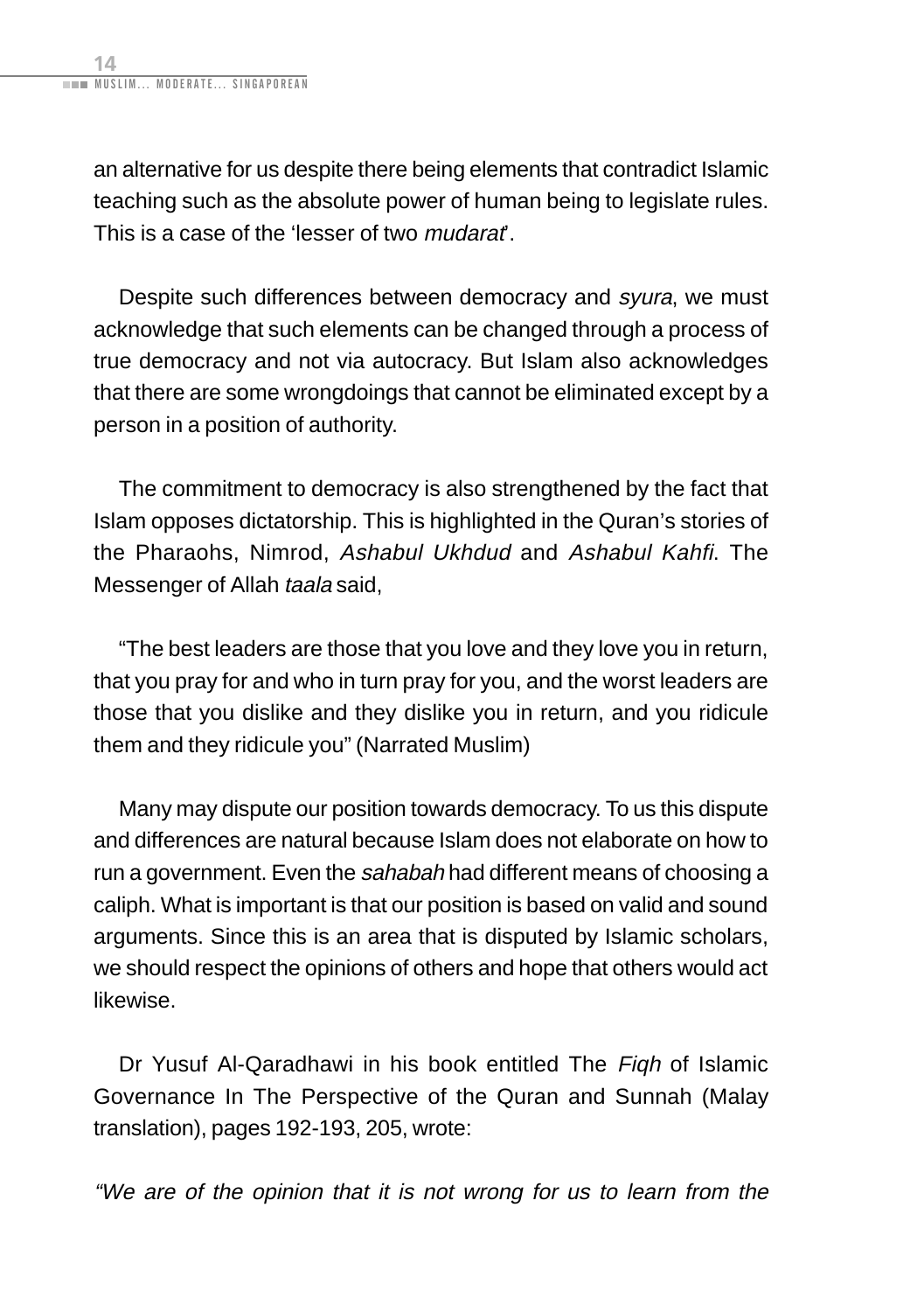an alternative for us despite there being elements that contradict Islamic teaching such as the absolute power of human being to legislate rules. This is a case of the 'lesser of two *mudarat*'.

Despite such differences between democracy and *syura*, we must acknowledge that such elements can be changed through a process of true democracy and not via autocracy. But Islam also acknowledges that there are some wrongdoings that cannot be eliminated except by a person in a position of authority.

The commitment to democracy is also strengthened by the fact that Islam opposes dictatorship. This is highlighted in the Quran's stories of the Pharaohs, Nimrod, *Ashabul Ukhdud* and *Ashabul Kahfi*. The Messenger of Allah *taala* said,

"The best leaders are those that you love and they love you in return, that you pray for and who in turn pray for you, and the worst leaders are those that you dislike and they dislike you in return, and you ridicule them and they ridicule you" (Narrated Muslim)

Many may dispute our position towards democracy. To us this dispute and differences are natural because Islam does not elaborate on how to run a government. Even the *sahabah* had different means of choosing a caliph. What is important is that our position is based on valid and sound arguments. Since this is an area that is disputed by Islamic scholars, we should respect the opinions of others and hope that others would act likewise.

Dr Yusuf Al-Qaradhawi in his book entitled The *Fiqh* of Islamic Governance In The Perspective of the Quran and Sunnah (Malay translation), pages 192-193, 205, wrote:

*"We are of the opinion that it is not wrong for us to learn from the*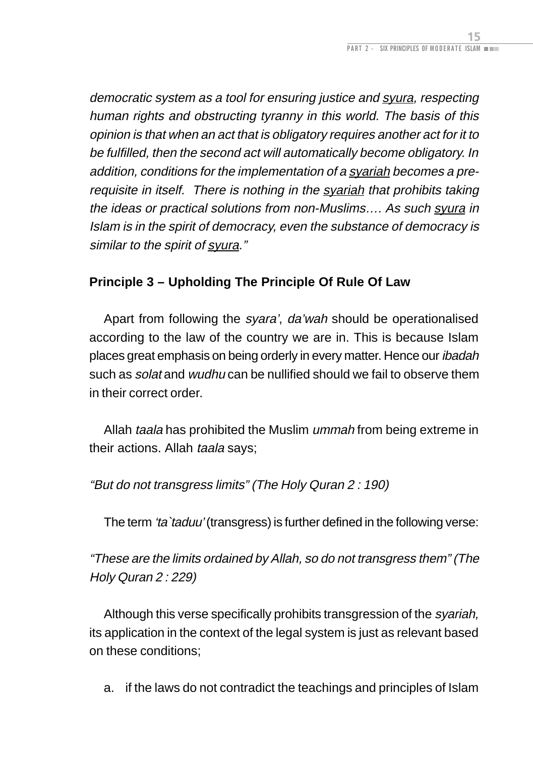*democratic system as a tool for ensuring justice and syura, respecting human rights and obstructing tyranny in this world. The basis of this opinion is that when an act that is obligatory requires another act for it to be fulfilled, then the second act will automatically become obligatory. In addition, conditions for the implementation of a syariah becomes a pre-requisite in itself. There is nothing in the syariah that prohibits taking the ideas or practical solutions from non-Muslims…. As such syura in Islam is in the spirit of democracy, even the substance of democracy is similar to the spirit of syura."*

**Principle 3 – Upholding The Principle Of Rule Of Law**

Apart from following the *syara'*, *da'wah* should be operationalised according to the law of the country we are in. This is because Islam places great emphasis on being orderly in every matter. Hence our *ibadah* such as *solat* and *wudhu* can be nullified should we fail to observe them in their correct order.

Allah *taala* has prohibited the Muslim *ummah* from being extreme in their actions. Allah *taala* says;

*"But do not transgress limits" (The Holy Quran 2 : 190)*

The term *'ta`taduu'* (transgress) is further defined in the following verse:

*"These are the limits ordained by Allah, so do not transgress them" (The Holy Quran 2 : 229)*

Although this verse specifically prohibits transgression of the *syariah,* its application in the context of the legal system is just as relevant based on these conditions;

a. if the laws do not contradict the teachings and principles of Islam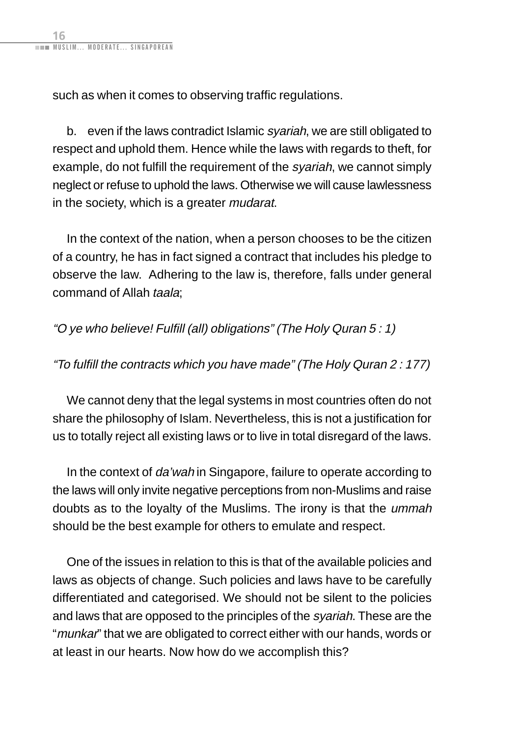such as when it comes to observing traffic regulations.

b. even if the laws contradict Islamic *syariah*, we are still obligated to respect and uphold them. Hence while the laws with regards to theft, for example, do not fulfill the requirement of the *syariah*, we cannot simply neglect or refuse to uphold the laws. Otherwise we will cause lawlessness in the society, which is a greater *mudarat*.

In the context of the nation, when a person chooses to be the citizen of a country, he has in fact signed a contract that includes his pledge to observe the law. Adhering to the law is, therefore, falls under general command of Allah *taala*;

*"O ye who believe! Fulfill (all) obligations" (The Holy Quran 5 : 1)*

*"To fulfill the contracts which you have made" (The Holy Quran 2 : 177)*

We cannot deny that the legal systems in most countries often do not share the philosophy of Islam. Nevertheless, this is not a justification for us to totally reject all existing laws or to live in total disregard of the laws.

In the context of *da'wah* in Singapore, failure to operate according to the laws will only invite negative perceptions from non-Muslims and raise doubts as to the loyalty of the Muslims. The irony is that the *ummah* should be the best example for others to emulate and respect.

One of the issues in relation to this is that of the available policies and laws as objects of change. Such policies and laws have to be carefully differentiated and categorised. We should not be silent to the policies and laws that are opposed to the principles of the *syariah*. These are the "*munkar*" that we are obligated to correct either with our hands, words or at least in our hearts. Now how do we accomplish this?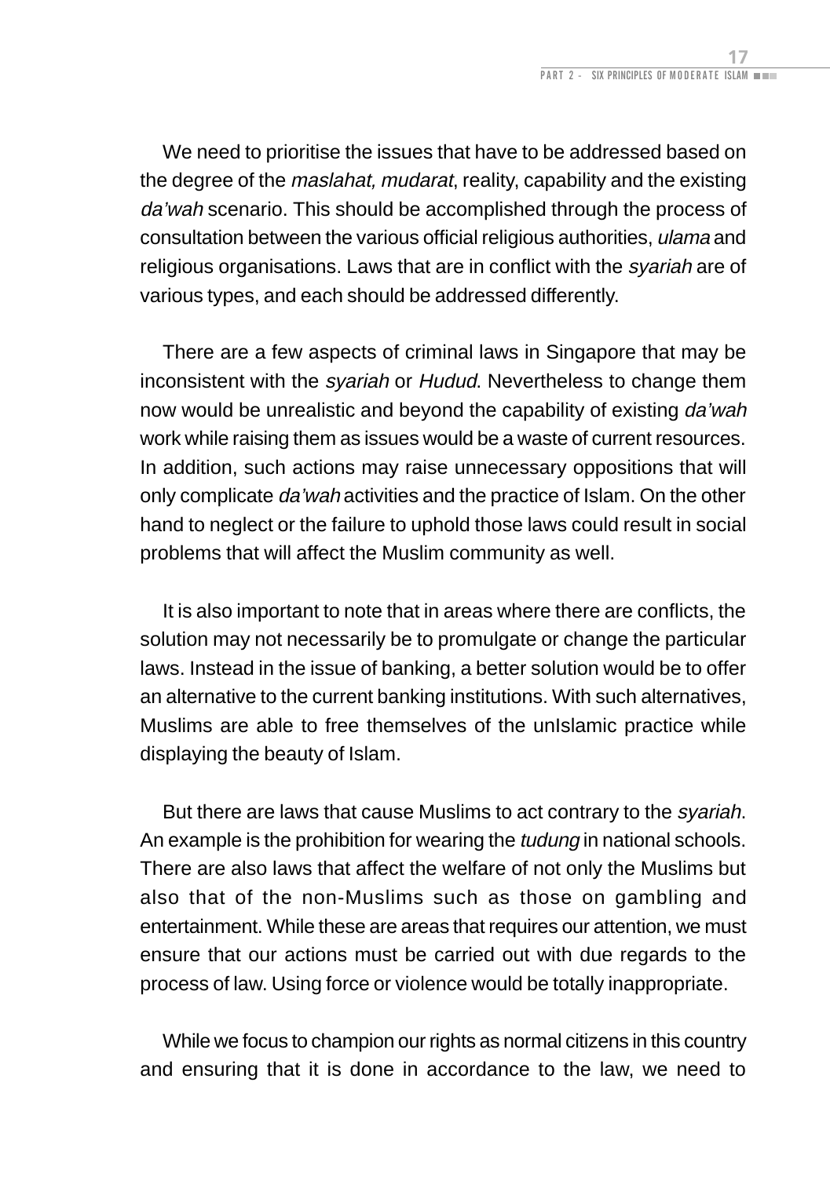We need to prioritise the issues that have to be addressed based on the degree of the *maslahat, mudarat*, reality, capability and the existing *da'wah* scenario. This should be accomplished through the process of consultation between the various official religious authorities, *ulama* and religious organisations. Laws that are in conflict with the *syariah* are of various types, and each should be addressed differently.

There are a few aspects of criminal laws in Singapore that may be inconsistent with the *syariah* or *Hudud*. Nevertheless to change them now would be unrealistic and beyond the capability of existing *da'wah* work while raising them as issues would be a waste of current resources. In addition, such actions may raise unnecessary oppositions that will only complicate *da'wah* activities and the practice of Islam. On the other hand to neglect or the failure to uphold those laws could result in social problems that will affect the Muslim community as well.

It is also important to note that in areas where there are conflicts, the solution may not necessarily be to promulgate or change the particular laws. Instead in the issue of banking, a better solution would be to offer an alternative to the current banking institutions. With such alternatives, Muslims are able to free themselves of the unIslamic practice while displaying the beauty of Islam.

But there are laws that cause Muslims to act contrary to the *syariah*. An example is the prohibition for wearing the *tudung* in national schools. There are also laws that affect the welfare of not only the Muslims but also that of the non-Muslims such as those on gambling and entertainment. While these are areas that requires our attention, we must ensure that our actions must be carried out with due regards to the process of law. Using force or violence would be totally inappropriate.

While we focus to champion our rights as normal citizens in this country and ensuring that it is done in accordance to the law, we need to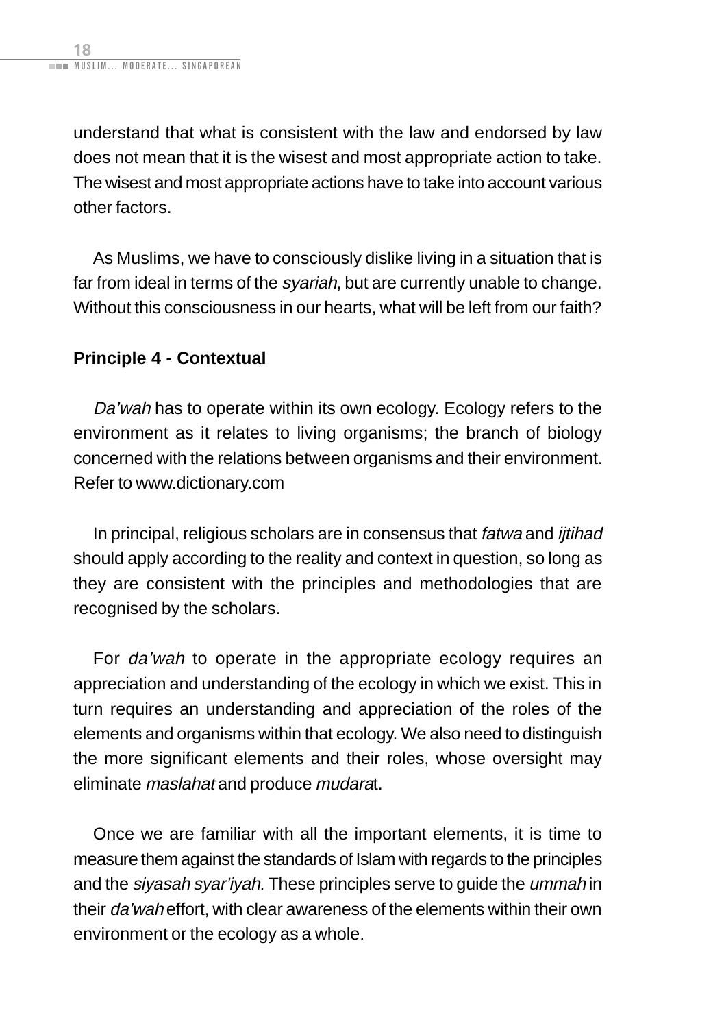understand that what is consistent with the law and endorsed by law does not mean that it is the wisest and most appropriate action to take. The wisest and most appropriate actions have to take into account various other factors.

As Muslims, we have to consciously dislike living in a situation that is far from ideal in terms of the *syariah*, but are currently unable to change. Without this consciousness in our hearts, what will be left from our faith?

**Principle 4 - Contextual**

*Da'wah* has to operate within its own ecology. Ecology refers to the environment as it relates to living organisms; the branch of biology concerned with the relations between organisms and their environment. Refer to www.dictionary.com

In principal, religious scholars are in consensus that *fatwa* and *ijtihad* should apply according to the reality and context in question, so long as they are consistent with the principles and methodologies that are recognised by the scholars.

For *da'wah* to operate in the appropriate ecology requires an appreciation and understanding of the ecology in which we exist. This in turn requires an understanding and appreciation of the roles of the elements and organisms within that ecology. We also need to distinguish the more significant elements and their roles, whose oversight may eliminate *maslahat* and produce *mudara*t.

Once we are familiar with all the important elements, it is time to measure them against the standards of Islam with regards to the principles and the *siyasah syar'iyah*. These principles serve to guide the *ummah* in their *da'wah* effort, with clear awareness of the elements within their own environment or the ecology as a whole.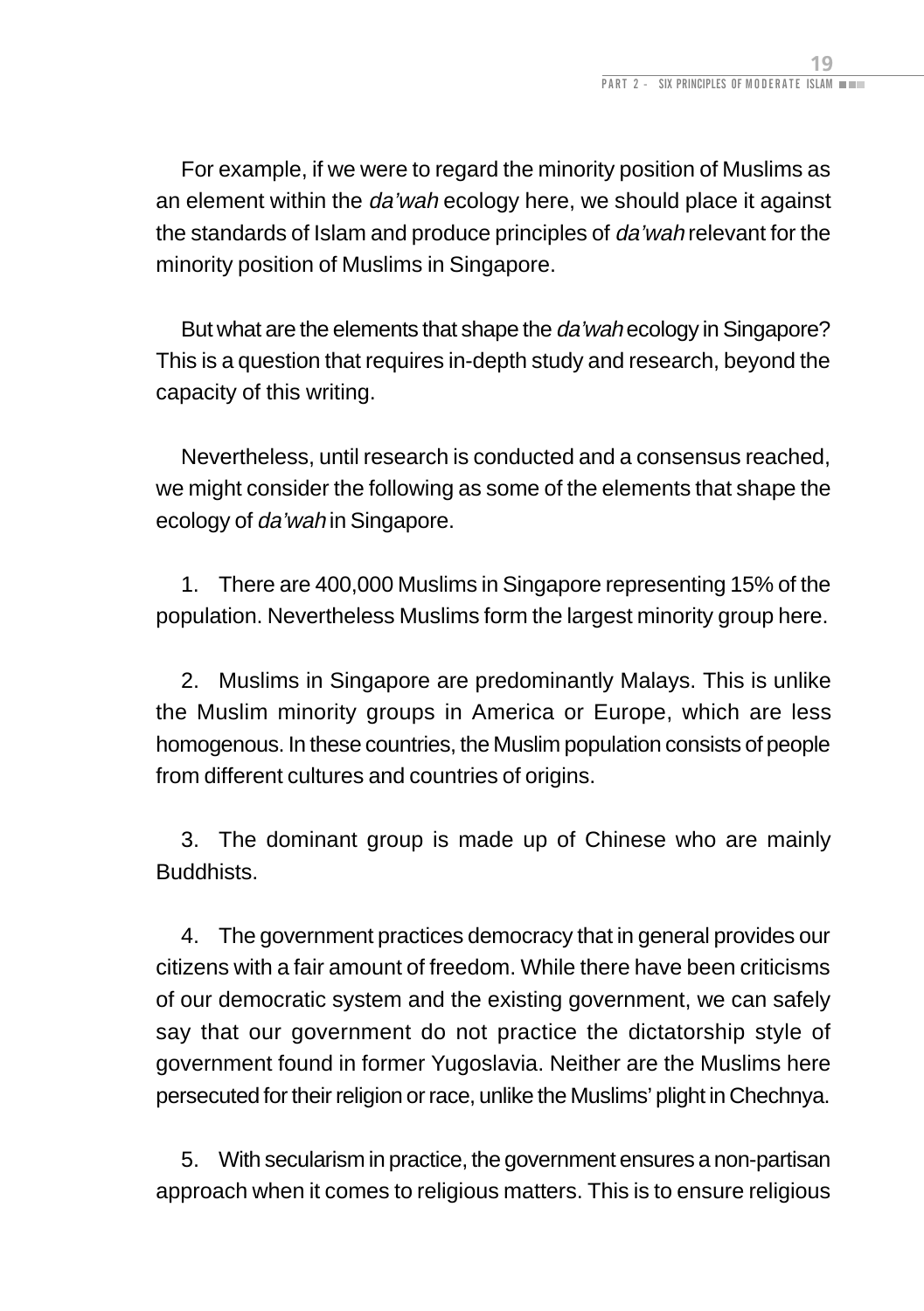For example, if we were to regard the minority position of Muslims as an element within the *da'wah* ecology here, we should place it against the standards of Islam and produce principles of *da'wah* relevant for the minority position of Muslims in Singapore.

But what are the elements that shape the *da'wah* ecology in Singapore? This is a question that requires in-depth study and research, beyond the capacity of this writing.

Nevertheless, until research is conducted and a consensus reached, we might consider the following as some of the elements that shape the ecology of *da'wah* in Singapore.

1. There are 400,000 Muslims in Singapore representing 15% of the population. Nevertheless Muslims form the largest minority group here.

2. Muslims in Singapore are predominantly Malays. This is unlike the Muslim minority groups in America or Europe, which are less homogenous. In these countries, the Muslim population consists of people from different cultures and countries of origins.

3. The dominant group is made up of Chinese who are mainly Buddhists.

4. The government practices democracy that in general provides our citizens with a fair amount of freedom. While there have been criticisms of our democratic system and the existing government, we can safely say that our government do not practice the dictatorship style of government found in former Yugoslavia. Neither are the Muslims here persecuted for their religion or race, unlike the Muslims' plight in Chechnya.

5. With secularism in practice, the government ensures a non-partisan approach when it comes to religious matters. This is to ensure religious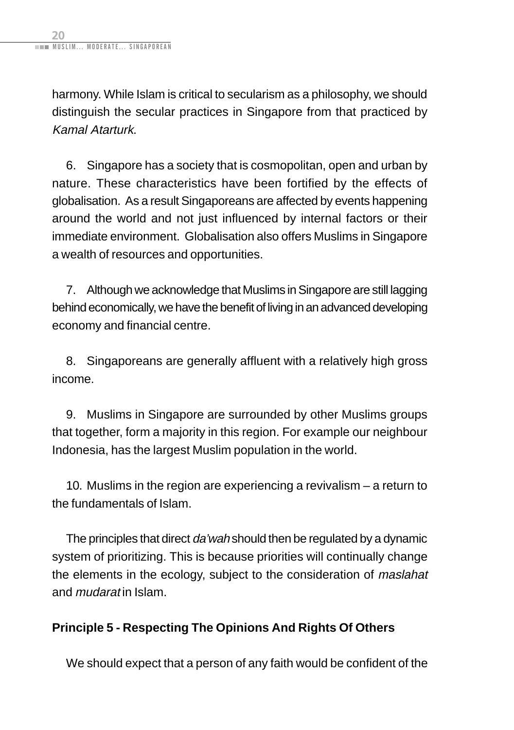harmony. While Islam is critical to secularism as a philosophy, we should distinguish the secular practices in Singapore from that practiced by *Kamal Atarturk*.

6. Singapore has a society that is cosmopolitan, open and urban by nature. These characteristics have been fortified by the effects of globalisation. As a result Singaporeans are affected by events happening around the world and not just influenced by internal factors or their immediate environment. Globalisation also offers Muslims in Singapore a wealth of resources and opportunities.

7. Although we acknowledge that Muslims in Singapore are still lagging behind economically, we have the benefit of living in an advanced developing economy and financial centre.

8. Singaporeans are generally affluent with a relatively high gross income.

9. Muslims in Singapore are surrounded by other Muslims groups that together, form a majority in this region. For example our neighbour Indonesia, has the largest Muslim population in the world.

10. Muslims in the region are experiencing a revivalism – a return to the fundamentals of Islam.

The principles that direct *da'wah* should then be regulated by a dynamic system of prioritizing. This is because priorities will continually change the elements in the ecology, subject to the consideration of *maslahat* and *mudarat* in Islam.

**Principle 5 - Respecting The Opinions And Rights Of Others**

We should expect that a person of any faith would be confident of the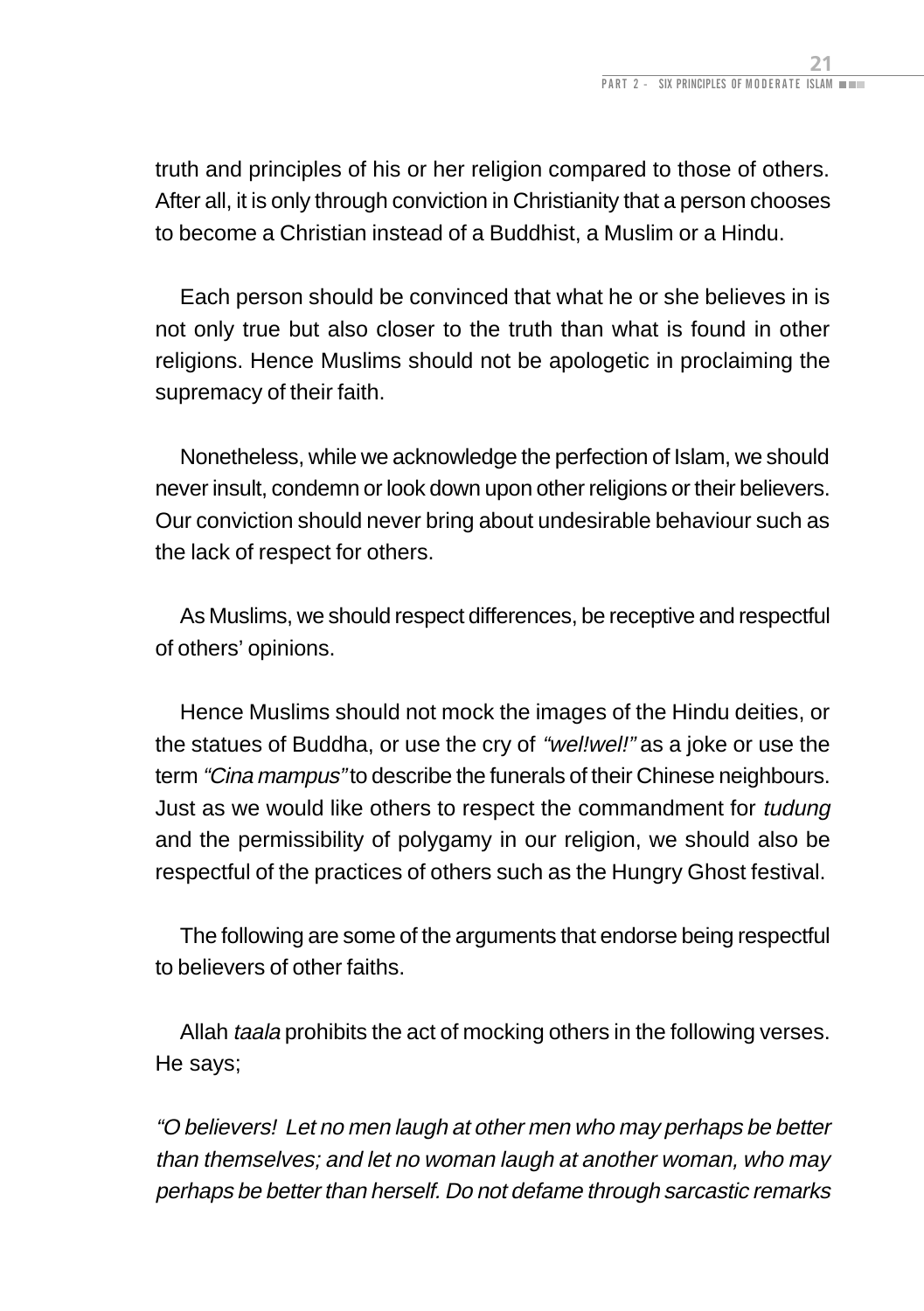truth and principles of his or her religion compared to those of others. After all, it is only through conviction in Christianity that a person chooses to become a Christian instead of a Buddhist, a Muslim or a Hindu.

Each person should be convinced that what he or she believes in is not only true but also closer to the truth than what is found in other religions. Hence Muslims should not be apologetic in proclaiming the supremacy of their faith.

Nonetheless, while we acknowledge the perfection of Islam, we should never insult, condemn or look down upon other religions or their believers. Our conviction should never bring about undesirable behaviour such as the lack of respect for others.

As Muslims, we should respect differences, be receptive and respectful of others' opinions.

Hence Muslims should not mock the images of the Hindu deities, or the statues of Buddha, or use the cry of *"wel!wel!"* as a joke or use the term *"Cina mampus"* to describe the funerals of their Chinese neighbours. Just as we would like others to respect the commandment for *tudung* and the permissibility of polygamy in our religion, we should also be respectful of the practices of others such as the Hungry Ghost festival.

The following are some of the arguments that endorse being respectful to believers of other faiths.

Allah *taala* prohibits the act of mocking others in the following verses. He says;

*"O believers! Let no men laugh at other men who may perhaps be better than themselves; and let no woman laugh at another woman, who may perhaps be better than herself. Do not defame through sarcastic remarks*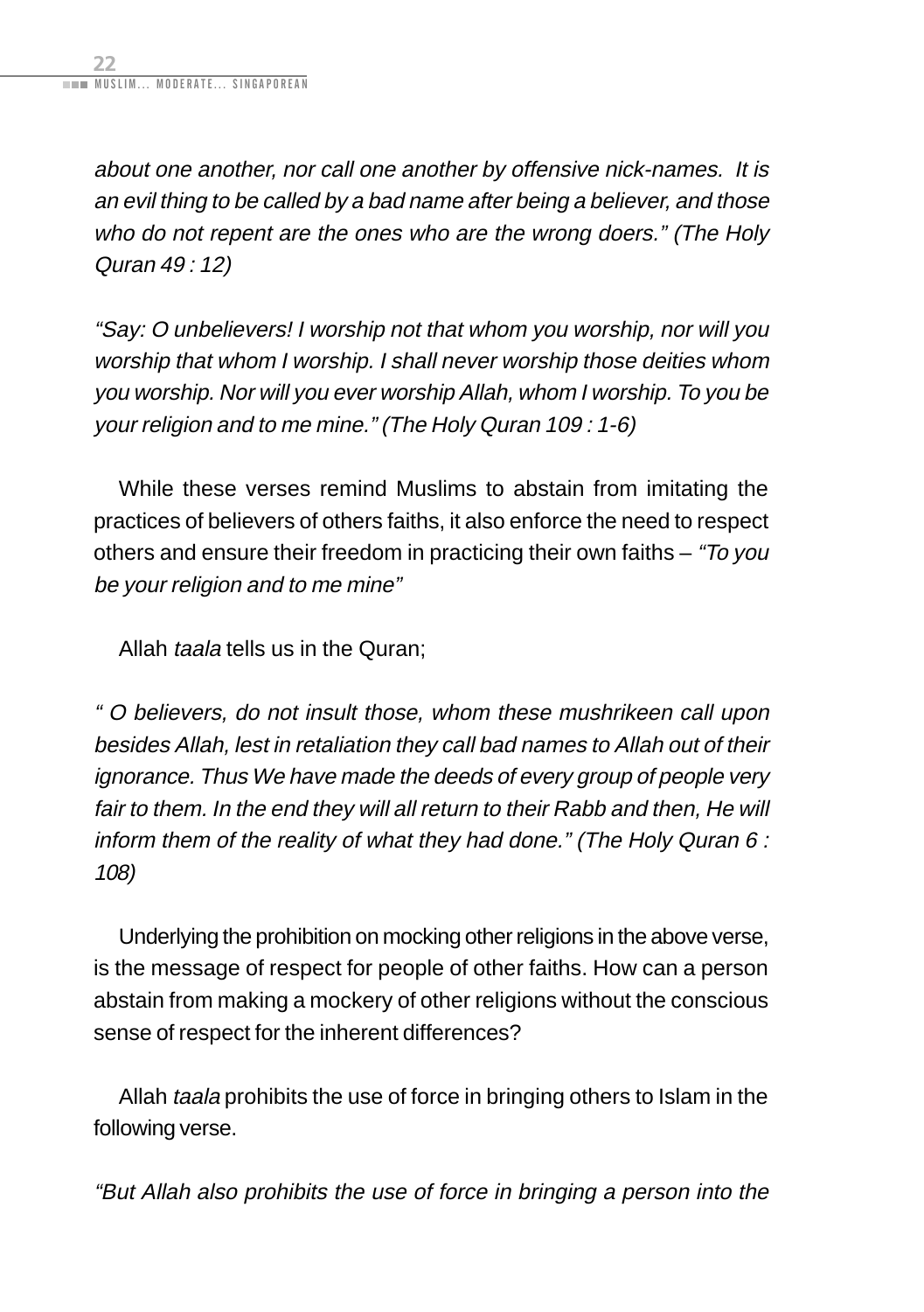*about one another, nor call one another by offensive nick-names.  It is an evil thing to be called by a bad name after being a believer, and those who do not repent are the ones who are the wrong doers." (The Holy Quran 49 : 12)*

*"Say: O unbelievers! I worship not that whom you worship, nor will you worship that whom I worship. I shall never worship those deities whom you worship. Nor will you ever worship Allah, whom I worship. To you be your religion and to me mine." (The Holy Quran 109 : 1-6)*

While these verses remind Muslims to abstain from imitating the practices of believers of others faiths, it also enforce the need to respect others and ensure their freedom in practicing their own faiths – *"To you be your religion and to me mine"*

Allah *taala* tells us in the Quran;

*" O believers, do not insult those, whom these mushrikeen call upon besides Allah, lest in retaliation they call bad names to Allah out of their ignorance. Thus We have made the deeds of every group of people very fair to them. In the end they will all return to their Rabb and then, He will inform them of the reality of what they had done." (The Holy Quran 6 : 108)*

Underlying the prohibition on mocking other religions in the above verse, is the message of respect for people of other faiths. How can a person abstain from making a mockery of other religions without the conscious sense of respect for the inherent differences?

Allah *taala* prohibits the use of force in bringing others to Islam in the following verse.

*"But Allah also prohibits the use of force in bringing a person into the*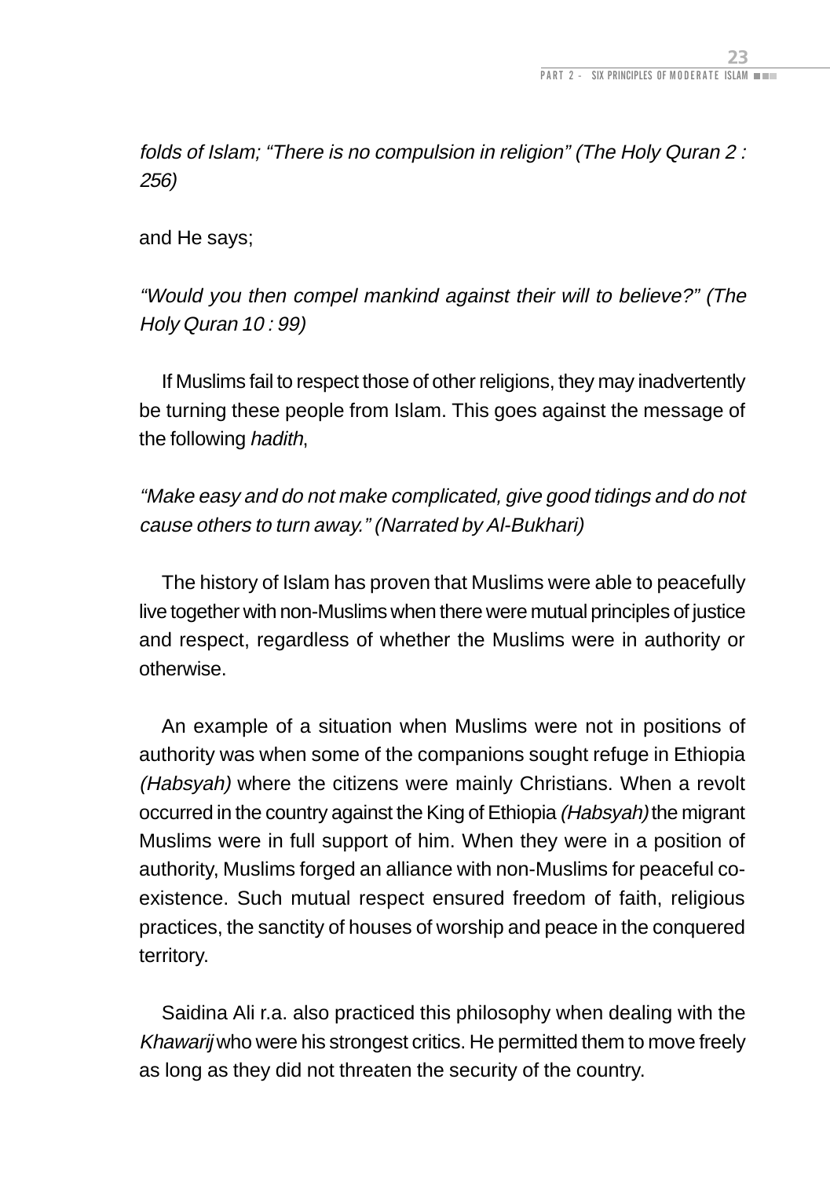*folds of Islam; "There is no compulsion in religion" (The Holy Quran 2 : 256)*

and He says;

*"Would you then compel mankind against their will to believe?" (The Holy Quran 10 : 99)*

If Muslims fail to respect those of other religions, they may inadvertently be turning these people from Islam. This goes against the message of the following *hadith*,

*"Make easy and do not make complicated, give good tidings and do not cause others to turn away." (Narrated by Al-Bukhari)*

The history of Islam has proven that Muslims were able to peacefully live together with non-Muslims when there were mutual principles of justice and respect, regardless of whether the Muslims were in authority or otherwise.

An example of a situation when Muslims were not in positions of authority was when some of the companions sought refuge in Ethiopia *(Habsyah)* where the citizens were mainly Christians. When a revolt occurred in the country against the King of Ethiopia *(Habsyah)* the migrant Muslims were in full support of him. When they were in a position of authority, Muslims forged an alliance with non-Muslims for peaceful co-existence. Such mutual respect ensured freedom of faith, religious practices, the sanctity of houses of worship and peace in the conquered territory.

Saidina Ali r.a. also practiced this philosophy when dealing with the *Khawarij* who were his strongest critics. He permitted them to move freely as long as they did not threaten the security of the country.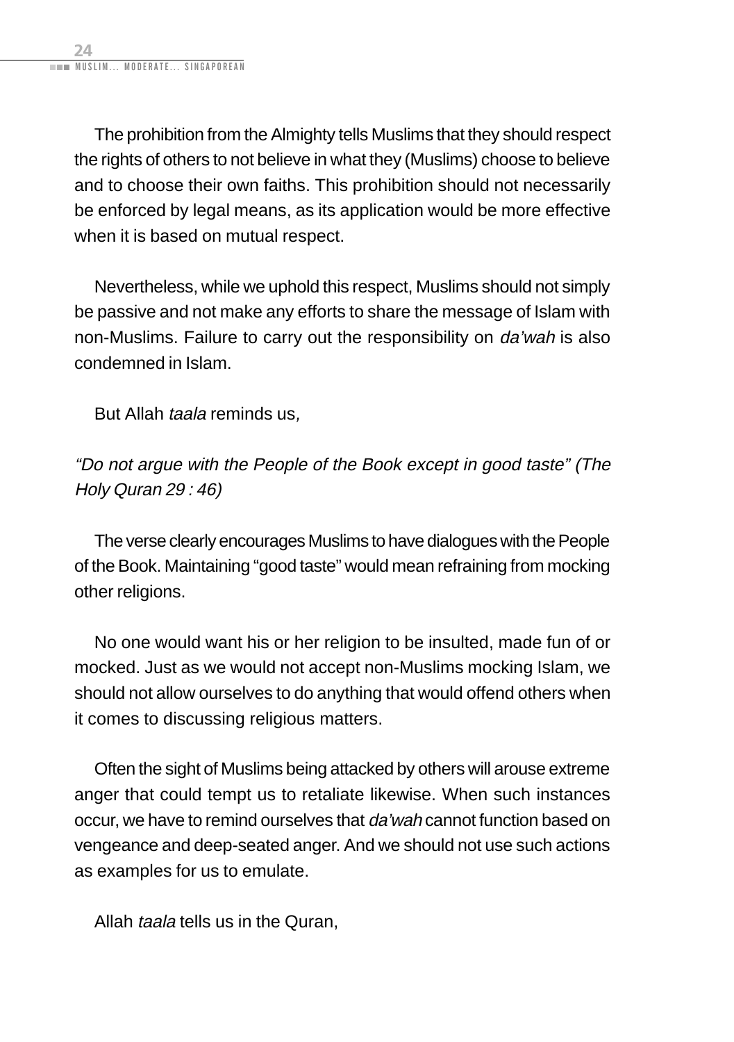The prohibition from the Almighty tells Muslims that they should respect the rights of others to not believe in what they (Muslims) choose to believe and to choose their own faiths. This prohibition should not necessarily be enforced by legal means, as its application would be more effective when it is based on mutual respect.

Nevertheless, while we uphold this respect, Muslims should not simply be passive and not make any efforts to share the message of Islam with non-Muslims. Failure to carry out the responsibility on *da'wah* is also condemned in Islam.

But Allah *taala* reminds us,

*"Do not argue with the People of the Book except in good taste" (The Holy Quran 29 : 46)*

The verse clearly encourages Muslims to have dialogues with the People of the Book. Maintaining "good taste" would mean refraining from mocking other religions.

No one would want his or her religion to be insulted, made fun of or mocked. Just as we would not accept non-Muslims mocking Islam, we should not allow ourselves to do anything that would offend others when it comes to discussing religious matters.

Often the sight of Muslims being attacked by others will arouse extreme anger that could tempt us to retaliate likewise. When such instances occur, we have to remind ourselves that *da'wah* cannot function based on vengeance and deep-seated anger. And we should not use such actions as examples for us to emulate.

Allah *taala* tells us in the Quran,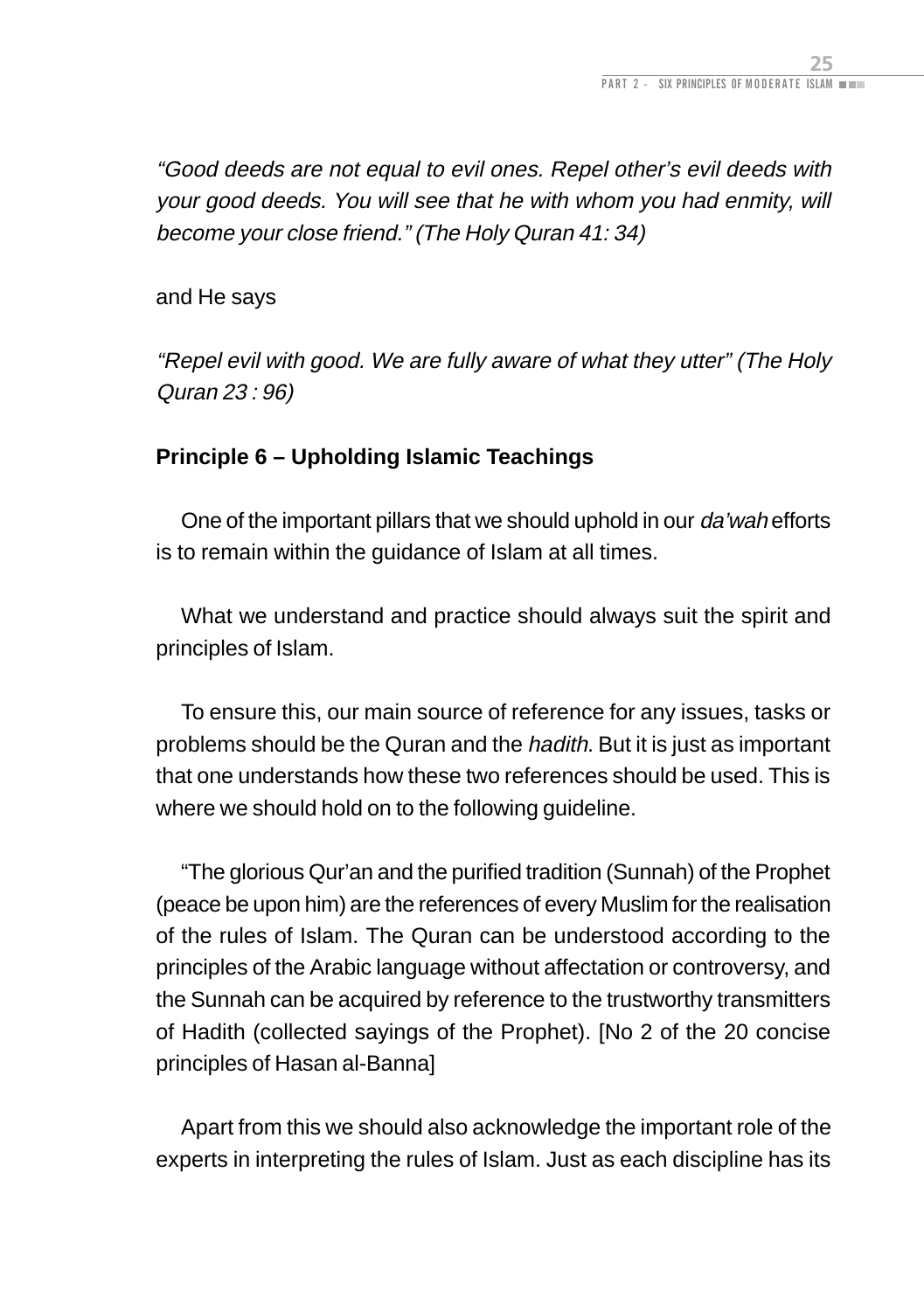*"Good deeds are not equal to evil ones. Repel other's evil deeds with your good deeds. You will see that he with whom you had enmity, will become your close friend." (The Holy Quran 41: 34)*

and He says

*"Repel evil with good. We are fully aware of what they utter" (The Holy Quran 23 : 96)*

**Principle 6 – Upholding Islamic Teachings**

One of the important pillars that we should uphold in our *da'wah* efforts is to remain within the guidance of Islam at all times.

What we understand and practice should always suit the spirit and principles of Islam.

To ensure this, our main source of reference for any issues, tasks or problems should be the Quran and the *hadith*. But it is just as important that one understands how these two references should be used. This is where we should hold on to the following guideline.

"The glorious Qur'an and the purified tradition (Sunnah) of the Prophet (peace be upon him) are the references of every Muslim for the realisation of the rules of Islam. The Quran can be understood according to the principles of the Arabic language without affectation or controversy, and the Sunnah can be acquired by reference to the trustworthy transmitters of Hadith (collected sayings of the Prophet). [No 2 of the 20 concise principles of Hasan al-Banna]

Apart from this we should also acknowledge the important role of the experts in interpreting the rules of Islam. Just as each discipline has its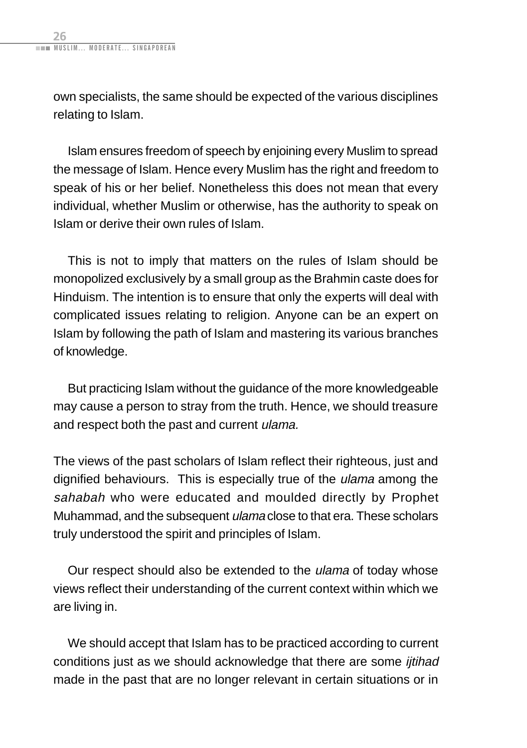own specialists, the same should be expected of the various disciplines relating to Islam.

Islam ensures freedom of speech by enjoining every Muslim to spread the message of Islam. Hence every Muslim has the right and freedom to speak of his or her belief. Nonetheless this does not mean that every individual, whether Muslim or otherwise, has the authority to speak on Islam or derive their own rules of Islam.

This is not to imply that matters on the rules of Islam should be monopolized exclusively by a small group as the Brahmin caste does for Hinduism. The intention is to ensure that only the experts will deal with complicated issues relating to religion. Anyone can be an expert on Islam by following the path of Islam and mastering its various branches of knowledge.

But practicing Islam without the guidance of the more knowledgeable may cause a person to stray from the truth. Hence, we should treasure and respect both the past and current *ulama.*

The views of the past scholars of Islam reflect their righteous, just and dignified behaviours. This is especially true of the *ulama* among the *sahabah* who were educated and moulded directly by Prophet Muhammad, and the subsequent *ulama* close to that era. These scholars truly understood the spirit and principles of Islam.

Our respect should also be extended to the *ulama* of today whose views reflect their understanding of the current context within which we are living in.

We should accept that Islam has to be practiced according to current conditions just as we should acknowledge that there are some *ijtihad* made in the past that are no longer relevant in certain situations or in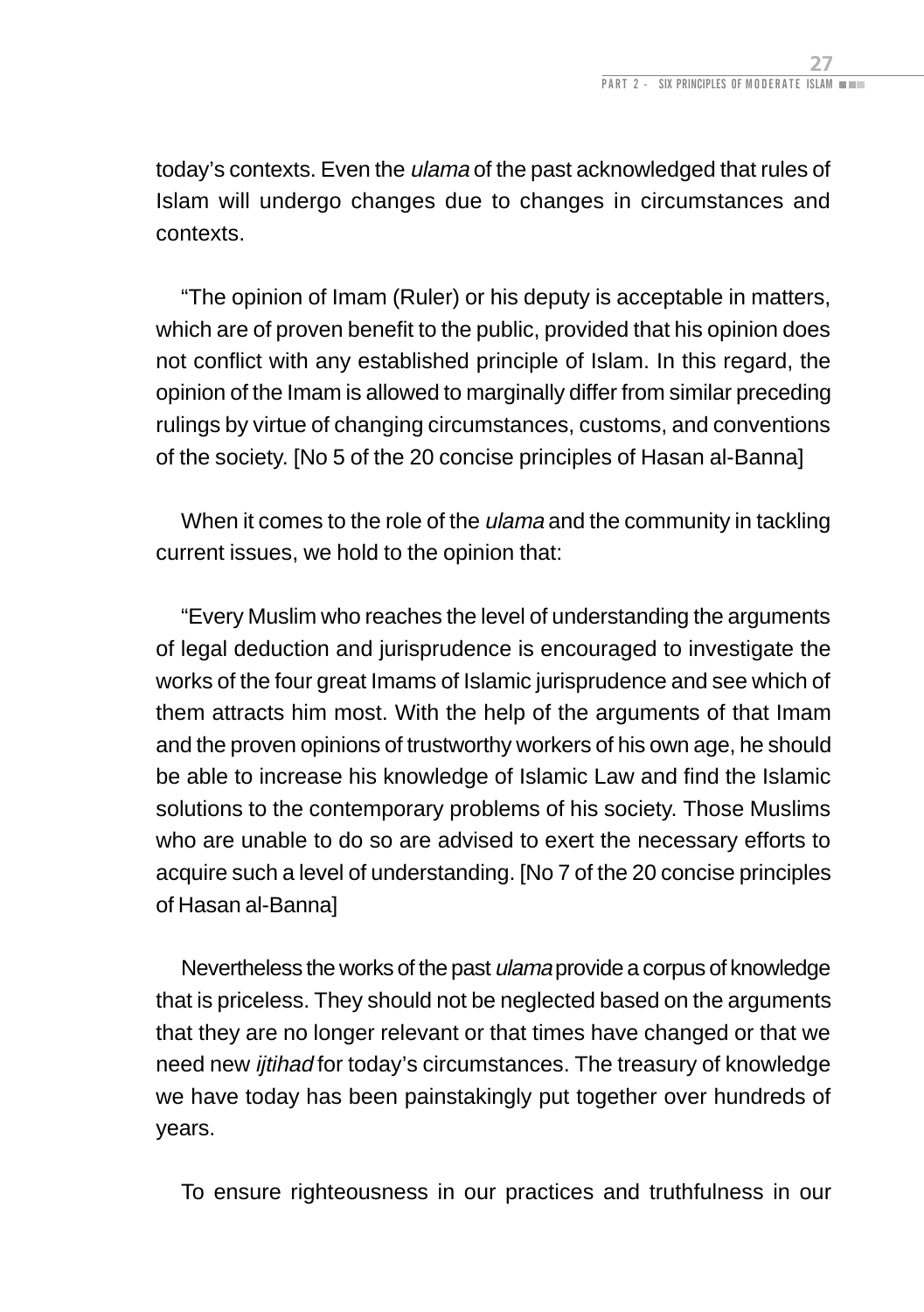today's contexts. Even the *ulama* of the past acknowledged that rules of Islam will undergo changes due to changes in circumstances and contexts.

"The opinion of Imam (Ruler) or his deputy is acceptable in matters, which are of proven benefit to the public, provided that his opinion does not conflict with any established principle of Islam. In this regard, the opinion of the Imam is allowed to marginally differ from similar preceding rulings by virtue of changing circumstances, customs, and conventions of the society. [No 5 of the 20 concise principles of Hasan al-Banna]

When it comes to the role of the *ulama* and the community in tackling current issues, we hold to the opinion that:

"Every Muslim who reaches the level of understanding the arguments of legal deduction and jurisprudence is encouraged to investigate the works of the four great Imams of Islamic jurisprudence and see which of them attracts him most. With the help of the arguments of that Imam and the proven opinions of trustworthy workers of his own age, he should be able to increase his knowledge of Islamic Law and find the Islamic solutions to the contemporary problems of his society. Those Muslims who are unable to do so are advised to exert the necessary efforts to acquire such a level of understanding. [No 7 of the 20 concise principles of Hasan al-Banna]

Nevertheless the works of the past *ulama* provide a corpus of knowledge that is priceless. They should not be neglected based on the arguments that they are no longer relevant or that times have changed or that we need new *ijtihad* for today's circumstances. The treasury of knowledge we have today has been painstakingly put together over hundreds of years.

To ensure righteousness in our practices and truthfulness in our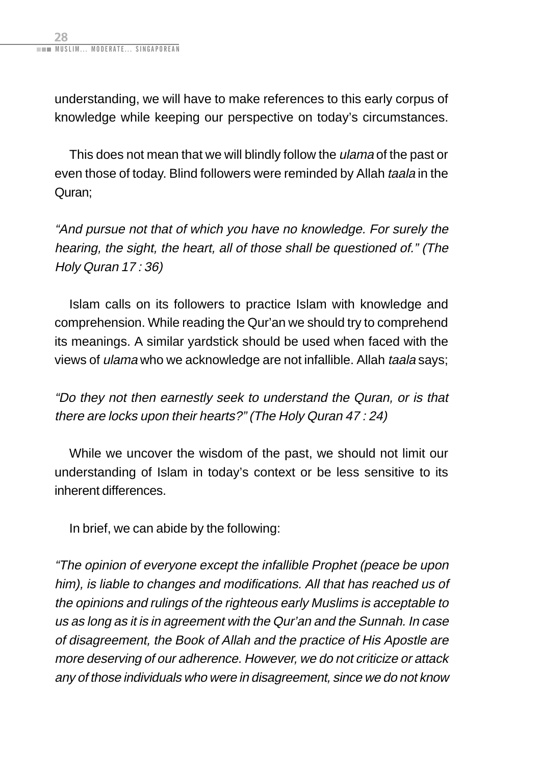understanding, we will have to make references to this early corpus of knowledge while keeping our perspective on today's circumstances.

This does not mean that we will blindly follow the *ulama* of the past or even those of today. Blind followers were reminded by Allah *taala* in the Quran;

*"And pursue not that of which you have no knowledge. For surely the hearing, the sight, the heart, all of those shall be questioned of." (The Holy Quran 17 : 36)*

Islam calls on its followers to practice Islam with knowledge and comprehension. While reading the Qur'an we should try to comprehend its meanings. A similar yardstick should be used when faced with the views of *ulama* who we acknowledge are not infallible. Allah *taala* says;

*"Do they not then earnestly seek to understand the Quran, or is that there are locks upon their hearts?" (The Holy Quran 47 : 24)*

While we uncover the wisdom of the past, we should not limit our understanding of Islam in today's context or be less sensitive to its inherent differences.

In brief, we can abide by the following:

*"The opinion of everyone except the infallible Prophet (peace be upon him), is liable to changes and modifications. All that has reached us of the opinions and rulings of the righteous early Muslims is acceptable to us as long as it is in agreement with the Qur'an and the Sunnah. In case of disagreement, the Book of Allah and the practice of His Apostle are more deserving of our adherence. However, we do not criticize or attack any of those individuals who were in disagreement, since we do not know*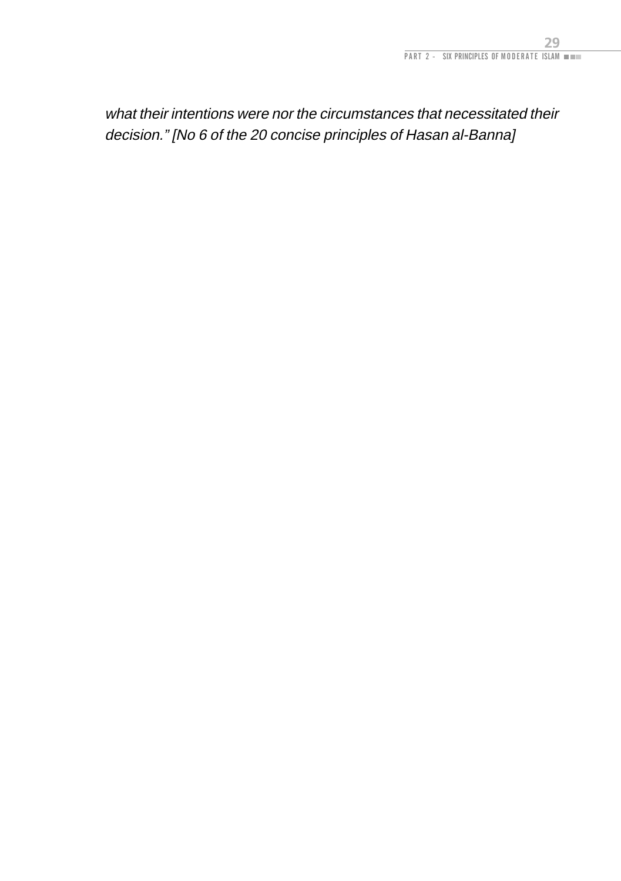*what their intentions were nor the circumstances that necessitated their decision." [No 6 of the 20 concise principles of Hasan al-Banna]*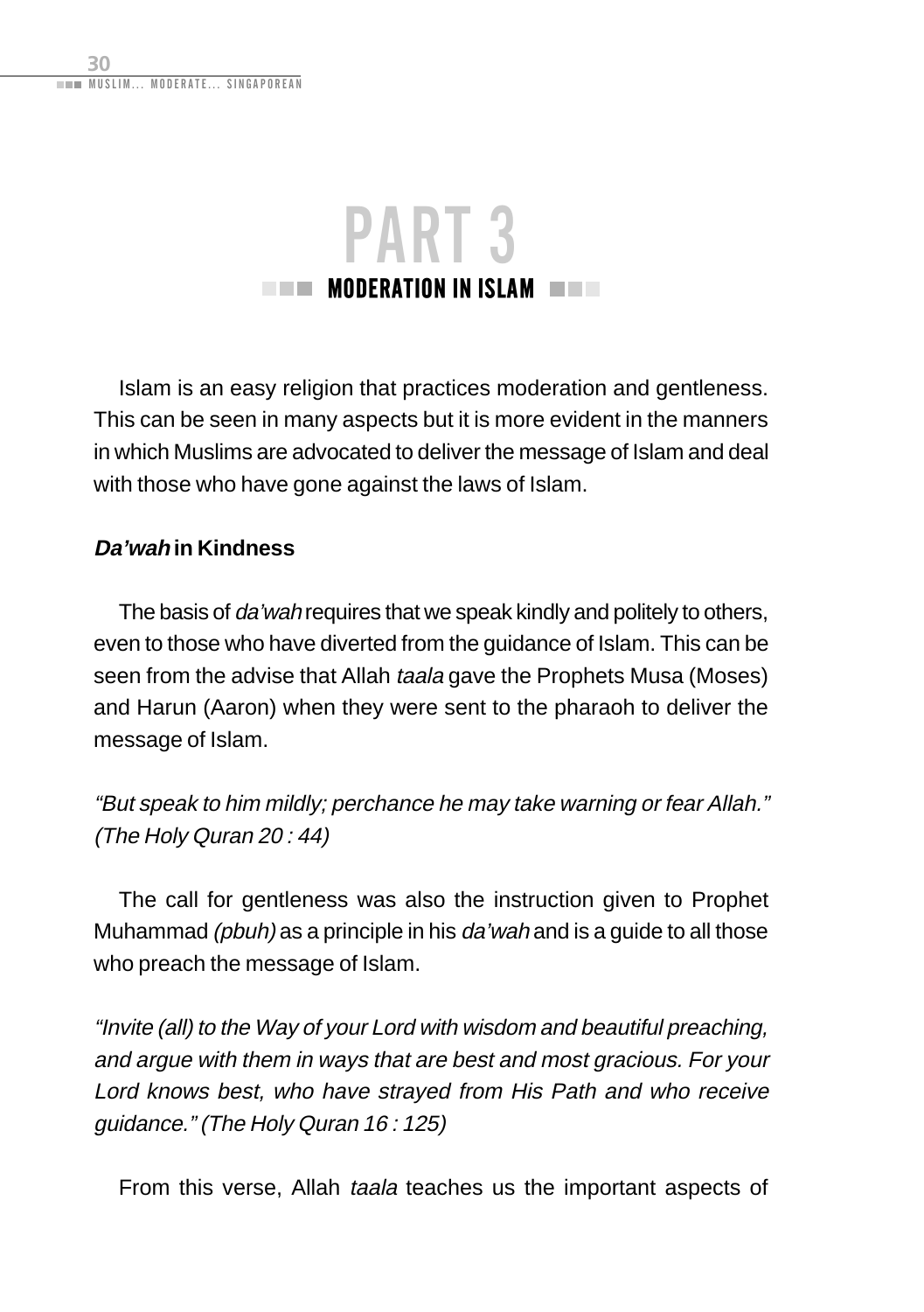# PART 3

## MODERATION IN ISLAM

Islam is an easy religion that practices moderation and gentleness. This can be seen in many aspects but it is more evident in the manners in which Muslims are advocated to deliver the message of Islam and deal with those who have gone against the laws of Islam.

### *Da'wah* in Kindness

The basis of *da'wah* requires that we speak kindly and politely to others, even to those who have diverted from the guidance of Islam. This can be seen from the advise that Allah *taala* gave the Prophets Musa (Moses) and Harun (Aaron) when they were sent to the pharaoh to deliver the message of Islam.

*"But speak to him mildly; perchance he may take warning or fear Allah." (The Holy Quran 20 : 44)*

The call for gentleness was also the instruction given to Prophet Muhammad *(pbuh)* as a principle in his *da'wah* and is a guide to all those who preach the message of Islam.

*"Invite (all) to the Way of your Lord with wisdom and beautiful preaching, and argue with them in ways that are best and most gracious. For your Lord knows best, who have strayed from His Path and who receive guidance." (The Holy Quran 16 : 125)*

From this verse, Allah *taala* teaches us the important aspects of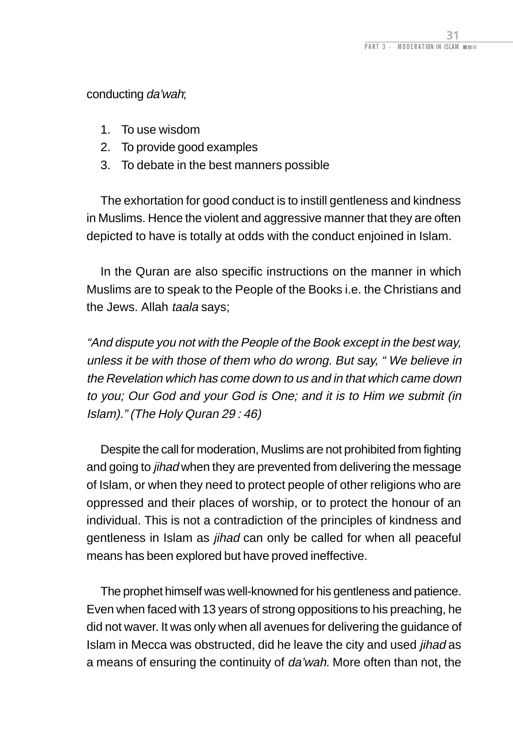conducting *da'wah*;

1. To use wisdom
2. To provide good examples
3. To debate in the best manners possible

The exhortation for good conduct is to instill gentleness and kindness in Muslims. Hence the violent and aggressive manner that they are often depicted to have is totally at odds with the conduct enjoined in Islam.

In the Quran are also specific instructions on the manner in which Muslims are to speak to the People of the Books i.e. the Christians and the Jews. Allah *taala* says;

*"And dispute you not with the People of the Book except in the best way, unless it be with those of them who do wrong. But say, " We believe in the Revelation which has come down to us and in that which came down to you; Our God and your God is One; and it is to Him we submit (in Islam)." (The Holy Quran 29 : 46)*

Despite the call for moderation, Muslims are not prohibited from fighting and going to *jihad* when they are prevented from delivering the message of Islam, or when they need to protect people of other religions who are oppressed and their places of worship, or to protect the honour of an individual. This is not a contradiction of the principles of kindness and gentleness in Islam as *jihad* can only be called for when all peaceful means has been explored but have proved ineffective.

The prophet himself was well-knowned for his gentleness and patience. Even when faced with 13 years of strong oppositions to his preaching, he did not waver. It was only when all avenues for delivering the guidance of Islam in Mecca was obstructed, did he leave the city and used *jihad* as a means of ensuring the continuity of *da'wah*. More often than not, the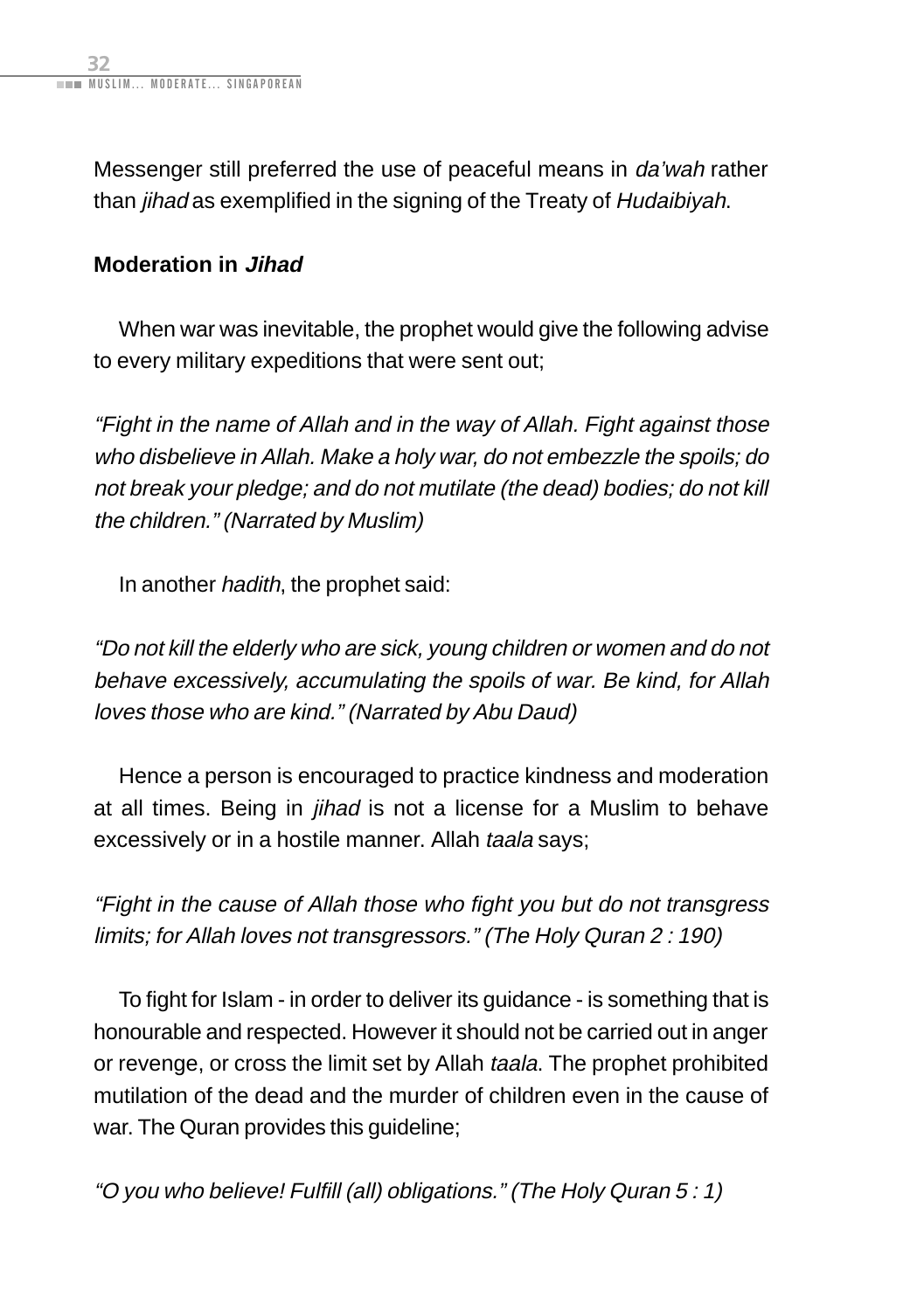Messenger still preferred the use of peaceful means in *da'wah* rather than *jihad* as exemplified in the signing of the Treaty of *Hudaibiyah*.

**Moderation in *Jihad***

When war was inevitable, the prophet would give the following advise to every military expeditions that were sent out;

*"Fight in the name of Allah and in the way of Allah. Fight against those who disbelieve in Allah. Make a holy war, do not embezzle the spoils; do not break your pledge; and do not mutilate (the dead) bodies; do not kill the children." (Narrated by Muslim)*

In another *hadith*, the prophet said:

*"Do not kill the elderly who are sick, young children or women and do not behave excessively, accumulating the spoils of war. Be kind, for Allah loves those who are kind." (Narrated by Abu Daud)*

Hence a person is encouraged to practice kindness and moderation at all times. Being in *jihad* is not a license for a Muslim to behave excessively or in a hostile manner. Allah *taala* says;

*"Fight in the cause of Allah those who fight you but do not transgress limits; for Allah loves not transgressors." (The Holy Quran 2 : 190)*

To fight for Islam - in order to deliver its guidance - is something that is honourable and respected. However it should not be carried out in anger or revenge, or cross the limit set by Allah *taala*. The prophet prohibited mutilation of the dead and the murder of children even in the cause of war. The Quran provides this guideline;

*"O you who believe! Fulfill (all) obligations." (The Holy Quran 5 : 1)*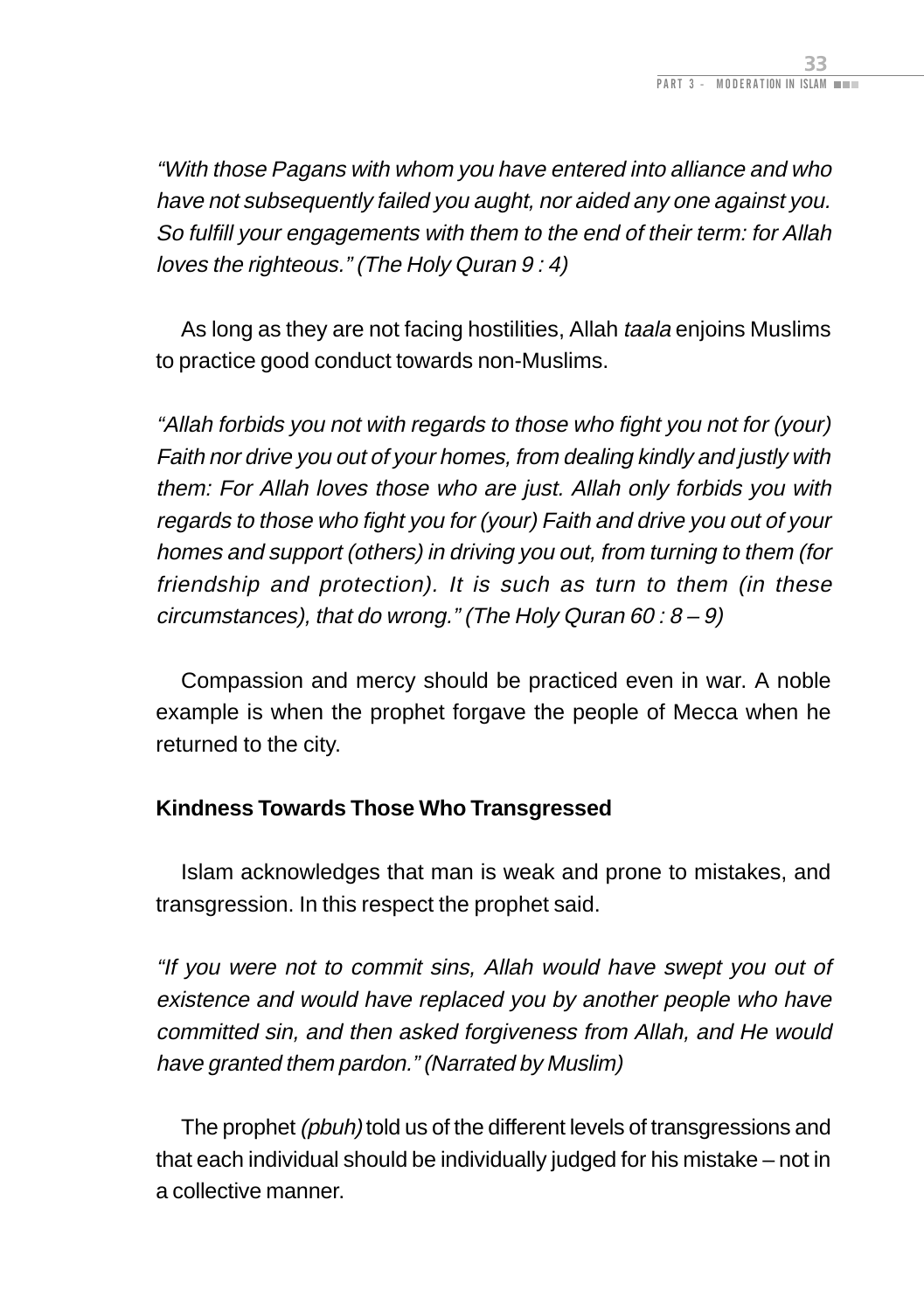*"With those Pagans with whom you have entered into alliance and who have not subsequently failed you aught, nor aided any one against you. So fulfill your engagements with them to the end of their term: for Allah loves the righteous." (The Holy Quran 9 : 4)*

As long as they are not facing hostilities, Allah *taala* enjoins Muslims to practice good conduct towards non-Muslims.

*"Allah forbids you not with regards to those who fight you not for (your) Faith nor drive you out of your homes, from dealing kindly and justly with them: For Allah loves those who are just. Allah only forbids you with regards to those who fight you for (your) Faith and drive you out of your homes and support (others) in driving you out, from turning to them (for friendship and protection). It is such as turn to them (in these circumstances), that do wrong." (The Holy Quran 60 : 8 – 9)*

Compassion and mercy should be practiced even in war. A noble example is when the prophet forgave the people of Mecca when he returned to the city.

**Kindness Towards Those Who Transgressed**

Islam acknowledges that man is weak and prone to mistakes, and transgression. In this respect the prophet said.

*"If you were not to commit sins, Allah would have swept you out of existence and would have replaced you by another people who have committed sin, and then asked forgiveness from Allah, and He would have granted them pardon." (Narrated by Muslim)*

The prophet *(pbuh)* told us of the different levels of transgressions and that each individual should be individually judged for his mistake – not in a collective manner.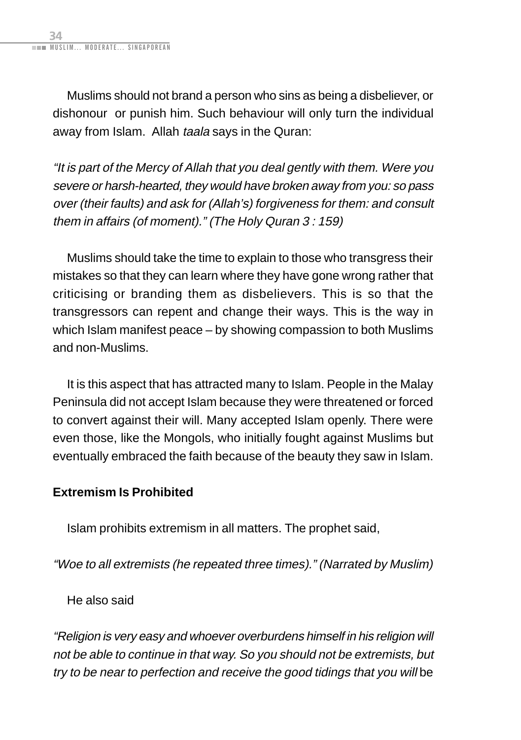Muslims should not brand a person who sins as being a disbeliever, or dishonour or punish him. Such behaviour will only turn the individual away from Islam. Allah *taala* says in the Quran:

*"It is part of the Mercy of Allah that you deal gently with them. Were you severe or harsh-hearted, they would have broken away from you: so pass over (their faults) and ask for (Allah's) forgiveness for them: and consult them in affairs (of moment)." (The Holy Quran 3 : 159)*

Muslims should take the time to explain to those who transgress their mistakes so that they can learn where they have gone wrong rather that criticising or branding them as disbelievers. This is so that the transgressors can repent and change their ways. This is the way in which Islam manifest peace – by showing compassion to both Muslims and non-Muslims.

It is this aspect that has attracted many to Islam. People in the Malay Peninsula did not accept Islam because they were threatened or forced to convert against their will. Many accepted Islam openly. There were even those, like the Mongols, who initially fought against Muslims but eventually embraced the faith because of the beauty they saw in Islam.

**Extremism Is Prohibited**

Islam prohibits extremism in all matters. The prophet said,

*"Woe to all extremists (he repeated three times)." (Narrated by Muslim)*

He also said

*"Religion is very easy and whoever overburdens himself in his religion will not be able to continue in that way. So you should not be extremists, but try to be near to perfection and receive the good tidings that you will* be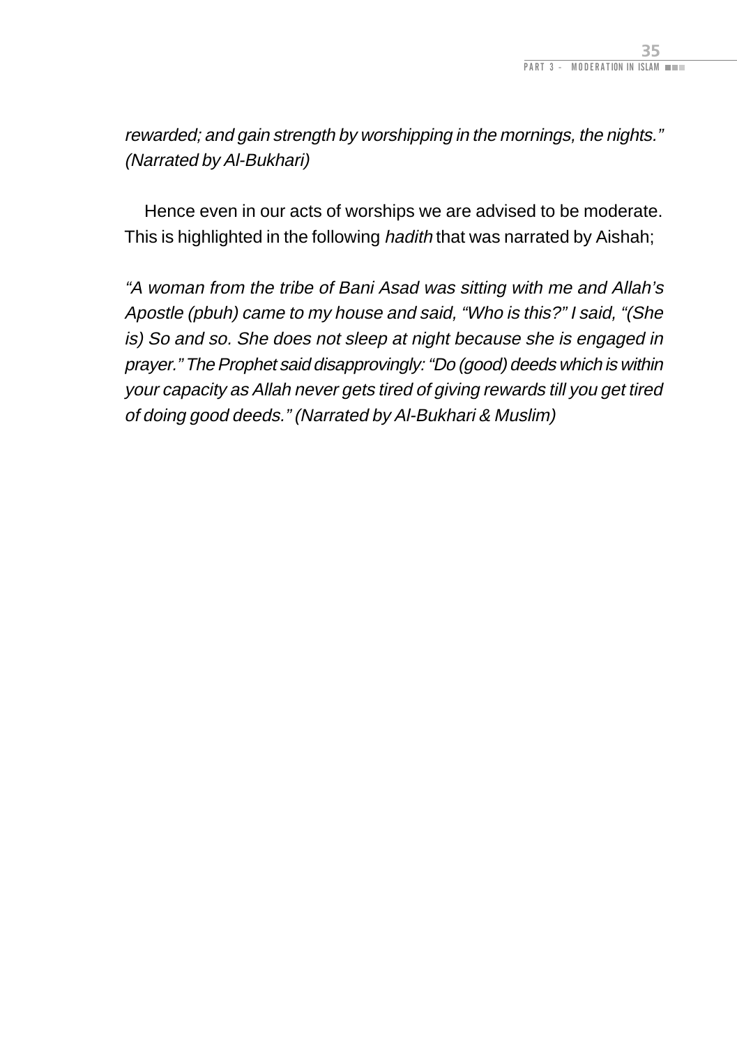*rewarded; and gain strength by worshipping in the mornings, the nights." (Narrated by Al-Bukhari)*

Hence even in our acts of worships we are advised to be moderate. This is highlighted in the following *hadith* that was narrated by Aishah;

*"A woman from the tribe of Bani Asad was sitting with me and Allah's Apostle (pbuh) came to my house and said, "Who is this?" I said, "(She is) So and so. She does not sleep at night because she is engaged in prayer." The Prophet said disapprovingly: "Do (good) deeds which is within your capacity as Allah never gets tired of giving rewards till you get tired of doing good deeds." (Narrated by Al-Bukhari & Muslim)*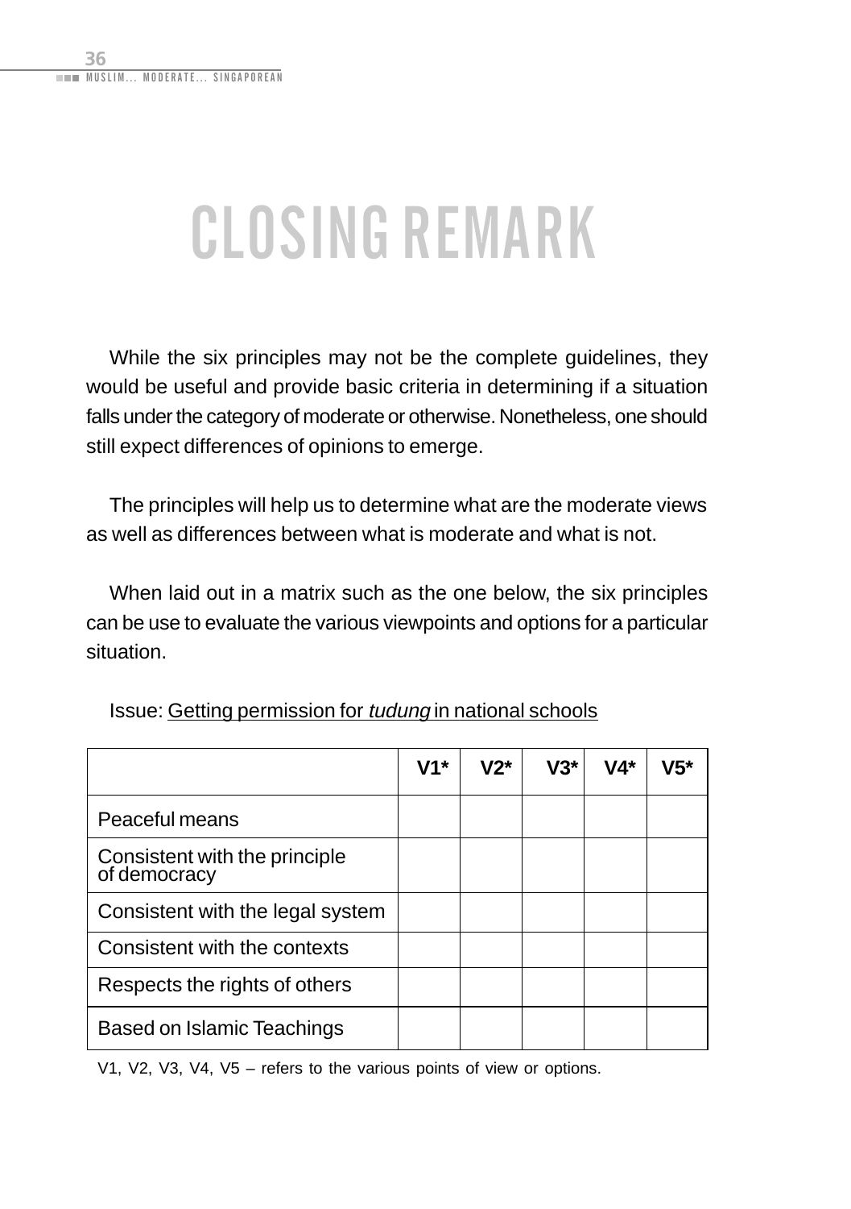# CLOSING REMARK

While the six principles may not be the complete guidelines, they would be useful and provide basic criteria in determining if a situation falls under the category of moderate or otherwise. Nonetheless, one should still expect differences of opinions to emerge.

The principles will help us to determine what are the moderate views as well as differences between what is moderate and what is not.

When laid out in a matrix such as the one below, the six principles can be use to evaluate the various viewpoints and options for a particular situation.

Issue: Getting permission for *tudung* in national schools

| | V1* | V2* | V3* | V4* | V5* |
|---|---|---|---|---|---|
| Peaceful means | | | | | |
| Consistent with the principle of democracy | | | | | |
| Consistent with the legal system | | | | | |
| Consistent with the contexts | | | | | |
| Respects the rights of others | | | | | |
| Based on Islamic Teachings | | | | | |

V1, V2, V3, V4, V5 – refers to the various points of view or options.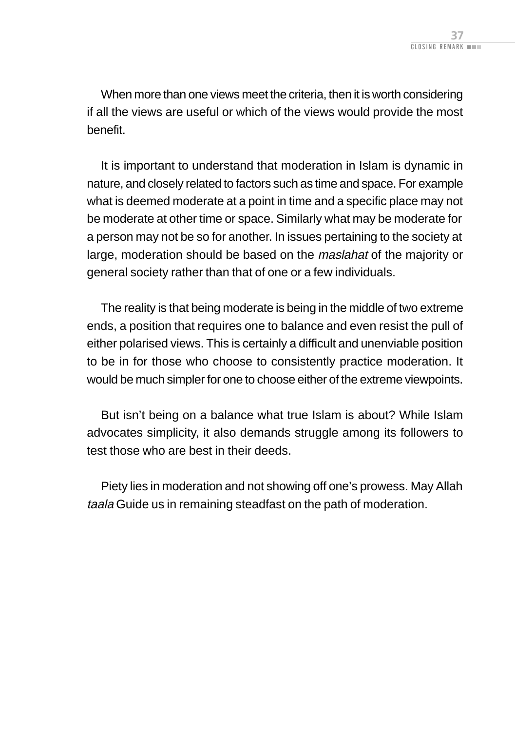When more than one views meet the criteria, then it is worth considering if all the views are useful or which of the views would provide the most benefit.

It is important to understand that moderation in Islam is dynamic in nature, and closely related to factors such as time and space. For example what is deemed moderate at a point in time and a specific place may not be moderate at other time or space. Similarly what may be moderate for a person may not be so for another. In issues pertaining to the society at large, moderation should be based on the *maslahat* of the majority or general society rather than that of one or a few individuals.

The reality is that being moderate is being in the middle of two extreme ends, a position that requires one to balance and even resist the pull of either polarised views. This is certainly a difficult and unenviable position to be in for those who choose to consistently practice moderation. It would be much simpler for one to choose either of the extreme viewpoints.

But isn't being on a balance what true Islam is about? While Islam advocates simplicity, it also demands struggle among its followers to test those who are best in their deeds.

Piety lies in moderation and not showing off one's prowess. May Allah *taala* Guide us in remaining steadfast on the path of moderation.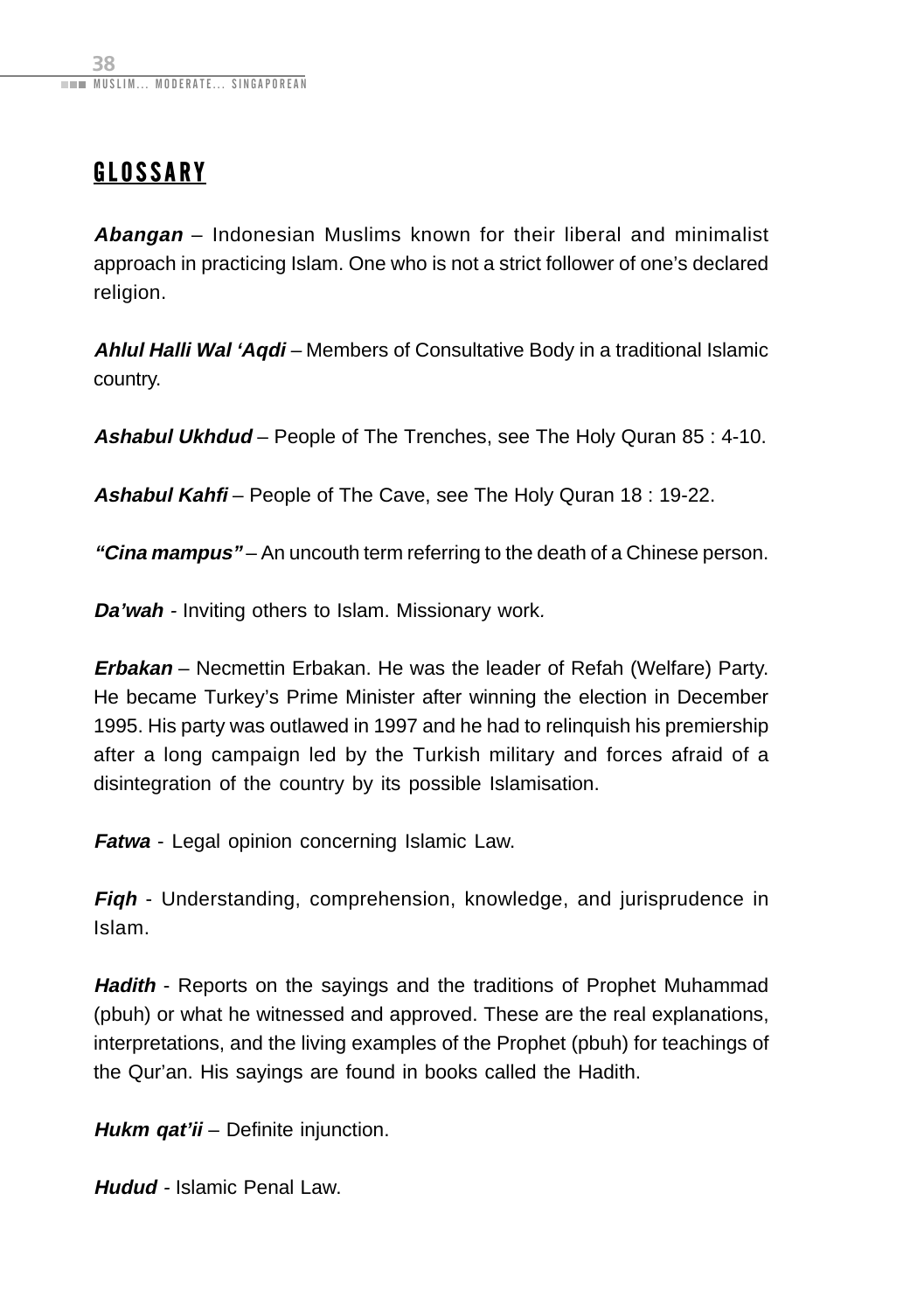## GLOSSARY

***Abangan*** – Indonesian Muslims known for their liberal and minimalist approach in practicing Islam. One who is not a strict follower of one's declared religion.

***Ahlul Halli Wal 'Aqdi*** – Members of Consultative Body in a traditional Islamic country.

***Ashabul Ukhdud*** – People of The Trenches, see The Holy Quran 85 : 4-10.

***Ashabul Kahfi*** – People of The Cave, see The Holy Quran 18 : 19-22.

***"Cina mampus"*** – An uncouth term referring to the death of a Chinese person.

***Da'wah*** - Inviting others to Islam. Missionary work.

***Erbakan*** – Necmettin Erbakan. He was the leader of Refah (Welfare) Party. He became Turkey's Prime Minister after winning the election in December 1995. His party was outlawed in 1997 and he had to relinquish his premiership after a long campaign led by the Turkish military and forces afraid of a disintegration of the country by its possible Islamisation.

***Fatwa*** - Legal opinion concerning Islamic Law.

***Fiqh*** - Understanding, comprehension, knowledge, and jurisprudence in Islam.

***Hadith*** - Reports on the sayings and the traditions of Prophet Muhammad (pbuh) or what he witnessed and approved. These are the real explanations, interpretations, and the living examples of the Prophet (pbuh) for teachings of the Qur'an. His sayings are found in books called the Hadith.

***Hukm qat'ii*** – Definite injunction.

***Hudud*** - Islamic Penal Law.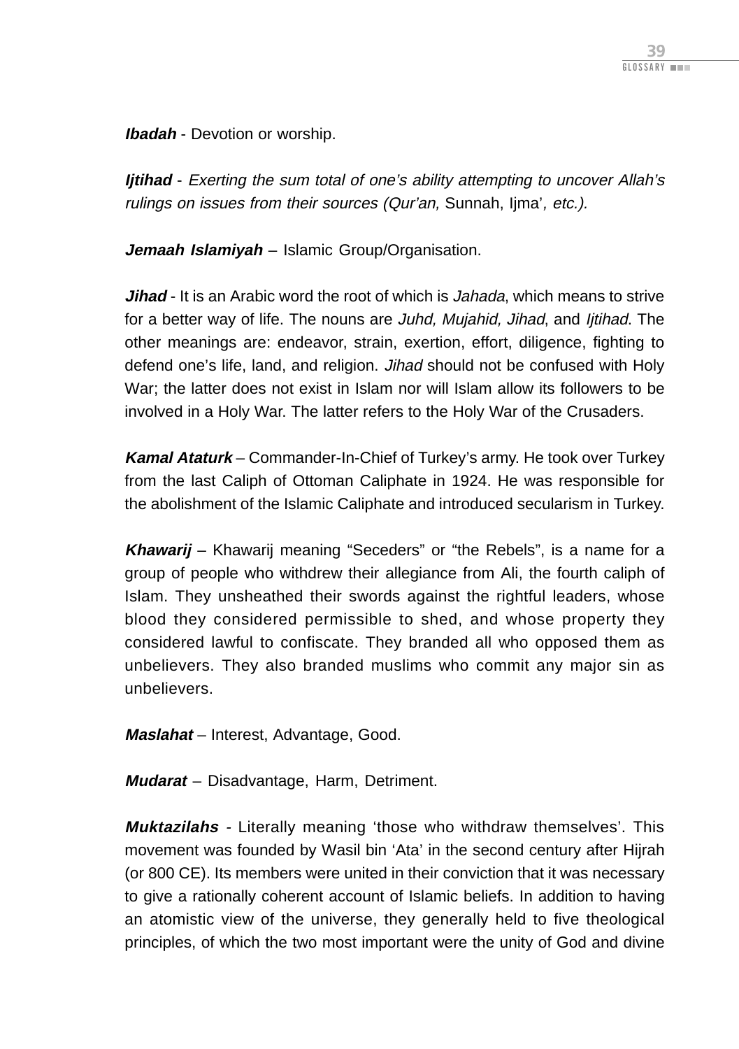***Ibadah*** - Devotion or worship.

***Ijtihad*** - *Exerting the sum total of one's ability attempting to uncover Allah's rulings on issues from their sources (Qur'an,* Sunnah, Ijma'*, etc.).*

***Jemaah Islamiyah*** – Islamic Group/Organisation.

***Jihad*** - It is an Arabic word the root of which is *Jahada*, which means to strive for a better way of life. The nouns are *Juhd, Mujahid, Jihad*, and *Ijtihad*. The other meanings are: endeavor, strain, exertion, effort, diligence, fighting to defend one's life, land, and religion. *Jihad* should not be confused with Holy War; the latter does not exist in Islam nor will Islam allow its followers to be involved in a Holy War. The latter refers to the Holy War of the Crusaders.

***Kamal Ataturk*** – Commander-In-Chief of Turkey's army. He took over Turkey from the last Caliph of Ottoman Caliphate in 1924. He was responsible for the abolishment of the Islamic Caliphate and introduced secularism in Turkey.

***Khawarij*** – Khawarij meaning "Seceders" or "the Rebels", is a name for a group of people who withdrew their allegiance from Ali, the fourth caliph of Islam. They unsheathed their swords against the rightful leaders, whose blood they considered permissible to shed, and whose property they considered lawful to confiscate. They branded all who opposed them as unbelievers. They also branded muslims who commit any major sin as unbelievers.

***Maslahat*** – Interest, Advantage, Good.

***Mudarat*** – Disadvantage, Harm, Detriment.

***Muktazilahs*** - Literally meaning 'those who withdraw themselves'. This movement was founded by Wasil bin 'Ata' in the second century after Hijrah (or 800 CE). Its members were united in their conviction that it was necessary to give a rationally coherent account of Islamic beliefs. In addition to having an atomistic view of the universe, they generally held to five theological principles, of which the two most important were the unity of God and divine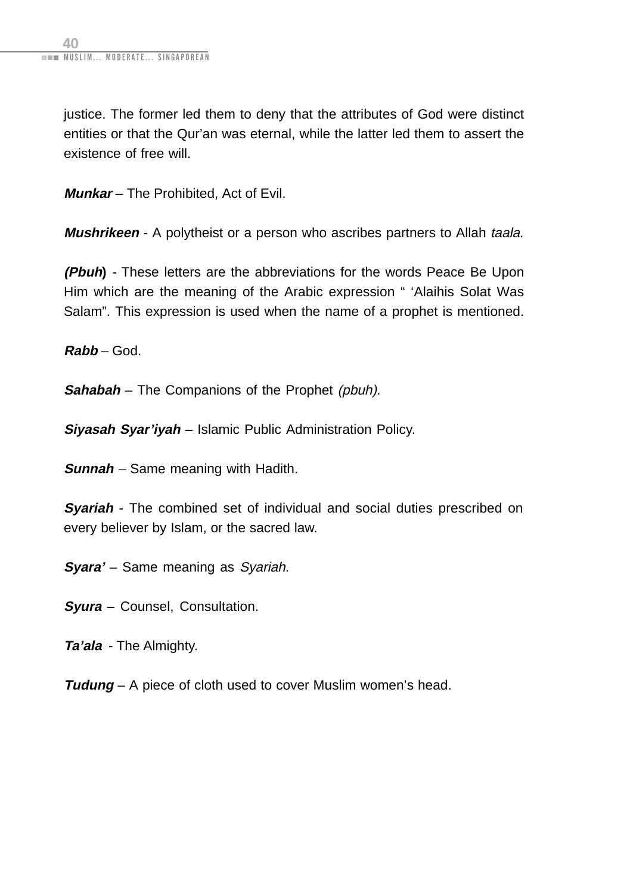justice. The former led them to deny that the attributes of God were distinct entities or that the Qur'an was eternal, while the latter led them to assert the existence of free will.

***Munkar*** – The Prohibited, Act of Evil.

***Mushrikeen*** - A polytheist or a person who ascribes partners to Allah *taala*.

***(Pbuh)*** - These letters are the abbreviations for the words Peace Be Upon Him which are the meaning of the Arabic expression " 'Alaihis Solat Was Salam". This expression is used when the name of a prophet is mentioned.

***Rabb*** – God.

***Sahabah*** – The Companions of the Prophet *(pbuh).*

***Siyasah Syar'iyah*** – Islamic Public Administration Policy.

***Sunnah*** – Same meaning with Hadith.

***Syariah*** - The combined set of individual and social duties prescribed on every believer by Islam, or the sacred law.

***Syara'*** – Same meaning as *Syariah*.

***Syura*** – Counsel, Consultation.

***Ta'ala*** - The Almighty.

***Tudung*** – A piece of cloth used to cover Muslim women's head.